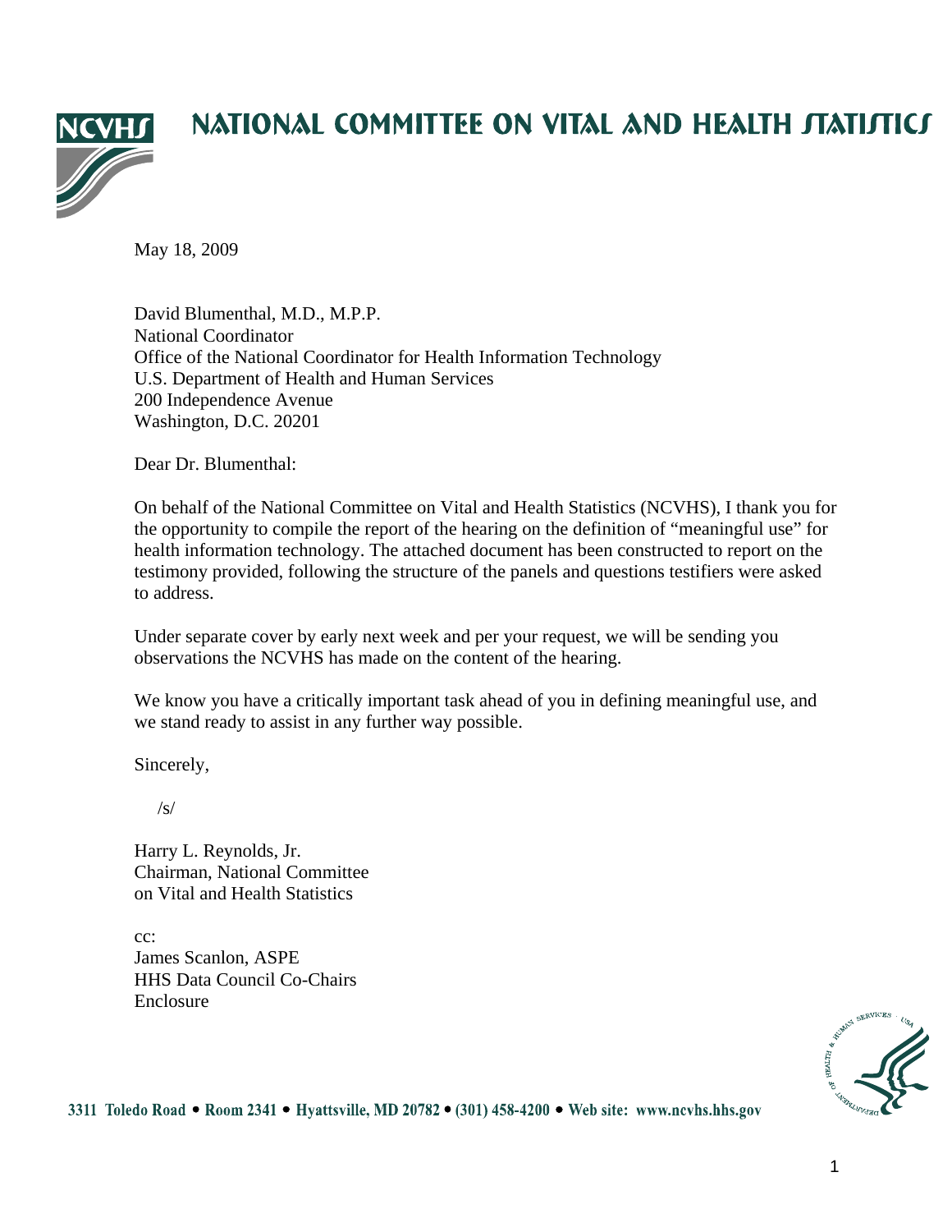# NATIONAL COMMITTEE ON VITAL AND HEALTH STATISTICS

May 18, 2009

David Blumenthal, M.D., M.P.P.
National Coordinator
Office of the National Coordinator for Health Information Technology
U.S. Department of Health and Human Services
200 Independence Avenue
Washington, D.C. 20201

Dear Dr. Blumenthal:

On behalf of the National Committee on Vital and Health Statistics (NCVHS), I thank you for the opportunity to compile the report of the hearing on the definition of "meaningful use" for health information technology. The attached document has been constructed to report on the testimony provided, following the structure of the panels and questions testifiers were asked to address.

Under separate cover by early next week and per your request, we will be sending you observations the NCVHS has made on the content of the hearing.

We know you have a critically important task ahead of you in defining meaningful use, and we stand ready to assist in any further way possible.

Sincerely,

/s/

Harry L. Reynolds, Jr.
Chairman, National Committee
on Vital and Health Statistics

cc:
James Scanlon, ASPE
HHS Data Council Co-Chairs
Enclosure

3311 Toledo Road • Room 2341 • Hyattsville, MD 20782 • (301) 458-4200 • Web site: www.ncvhs.hhs.gov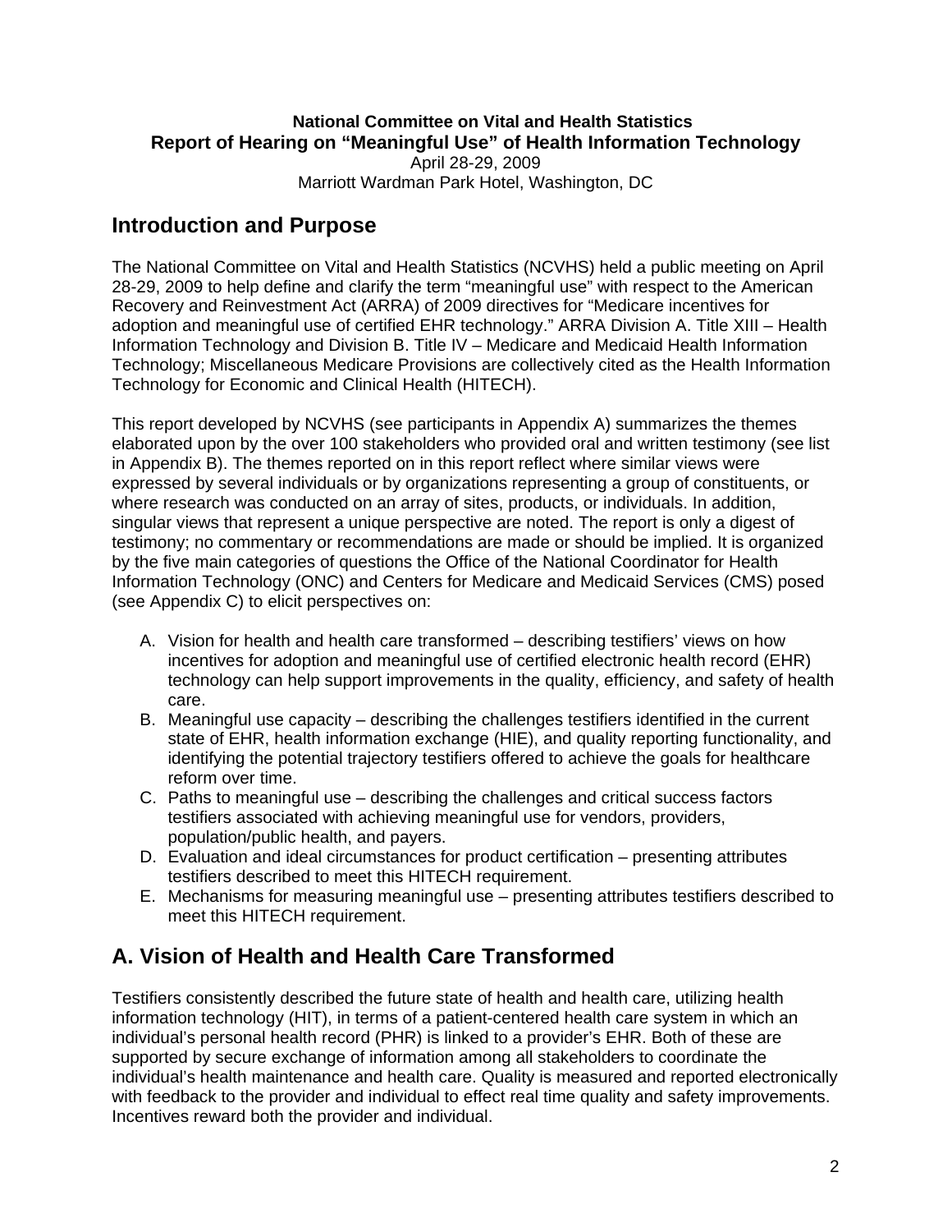**National Committee on Vital and Health Statistics**
**Report of Hearing on "Meaningful Use" of Health Information Technology**
April 28-29, 2009
Marriott Wardman Park Hotel, Washington, DC

## Introduction and Purpose

The National Committee on Vital and Health Statistics (NCVHS) held a public meeting on April 28-29, 2009 to help define and clarify the term "meaningful use" with respect to the American Recovery and Reinvestment Act (ARRA) of 2009 directives for "Medicare incentives for adoption and meaningful use of certified EHR technology." ARRA Division A. Title XIII – Health Information Technology and Division B. Title IV – Medicare and Medicaid Health Information Technology; Miscellaneous Medicare Provisions are collectively cited as the Health Information Technology for Economic and Clinical Health (HITECH).

This report developed by NCVHS (see participants in Appendix A) summarizes the themes elaborated upon by the over 100 stakeholders who provided oral and written testimony (see list in Appendix B). The themes reported on in this report reflect where similar views were expressed by several individuals or by organizations representing a group of constituents, or where research was conducted on an array of sites, products, or individuals. In addition, singular views that represent a unique perspective are noted. The report is only a digest of testimony; no commentary or recommendations are made or should be implied. It is organized by the five main categories of questions the Office of the National Coordinator for Health Information Technology (ONC) and Centers for Medicare and Medicaid Services (CMS) posed (see Appendix C) to elicit perspectives on:

A. Vision for health and health care transformed – describing testifiers' views on how incentives for adoption and meaningful use of certified electronic health record (EHR) technology can help support improvements in the quality, efficiency, and safety of health care.
B. Meaningful use capacity – describing the challenges testifiers identified in the current state of EHR, health information exchange (HIE), and quality reporting functionality, and identifying the potential trajectory testifiers offered to achieve the goals for healthcare reform over time.
C. Paths to meaningful use – describing the challenges and critical success factors testifiers associated with achieving meaningful use for vendors, providers, population/public health, and payers.
D. Evaluation and ideal circumstances for product certification – presenting attributes testifiers described to meet this HITECH requirement.
E. Mechanisms for measuring meaningful use – presenting attributes testifiers described to meet this HITECH requirement.

## A. Vision of Health and Health Care Transformed

Testifiers consistently described the future state of health and health care, utilizing health information technology (HIT), in terms of a patient-centered health care system in which an individual's personal health record (PHR) is linked to a provider's EHR. Both of these are supported by secure exchange of information among all stakeholders to coordinate the individual's health maintenance and health care. Quality is measured and reported electronically with feedback to the provider and individual to effect real time quality and safety improvements. Incentives reward both the provider and individual.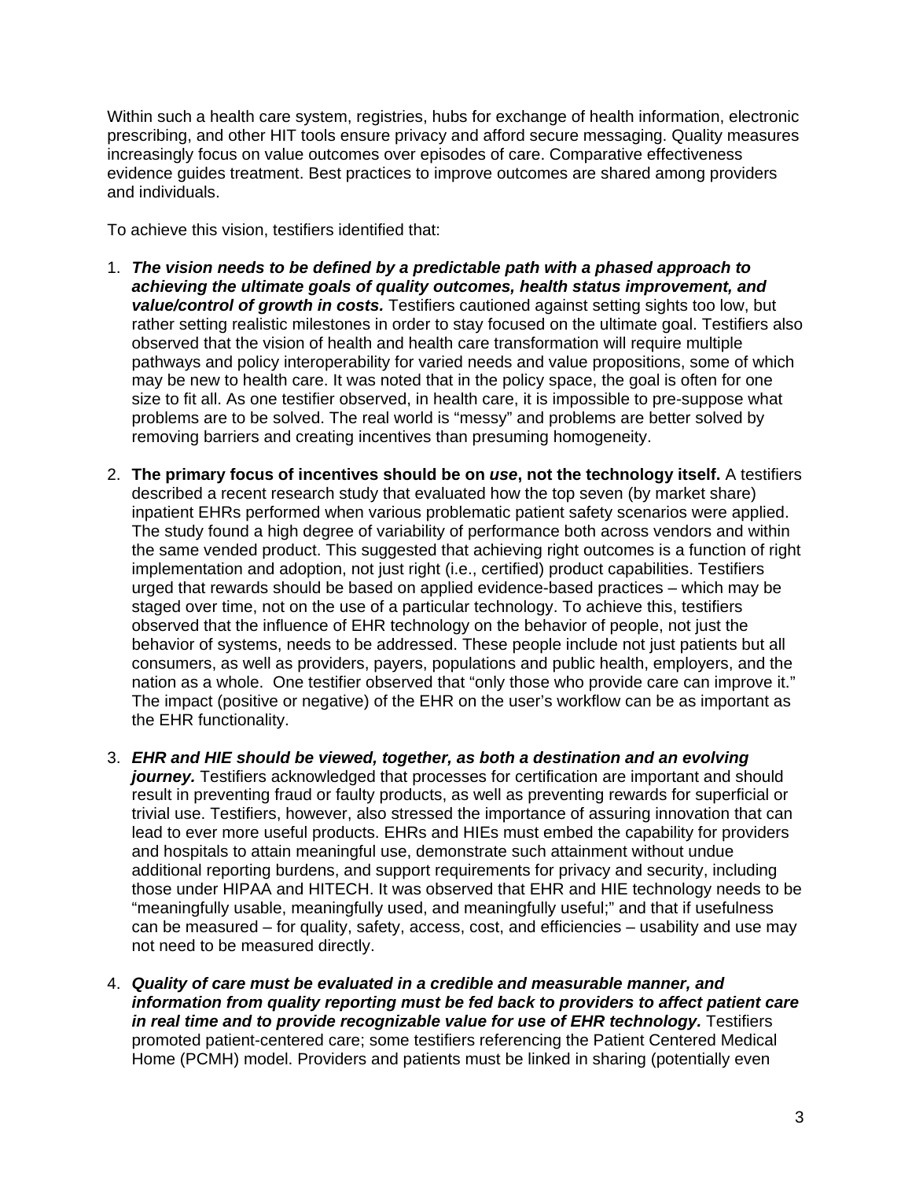Within such a health care system, registries, hubs for exchange of health information, electronic prescribing, and other HIT tools ensure privacy and afford secure messaging. Quality measures increasingly focus on value outcomes over episodes of care. Comparative effectiveness evidence guides treatment. Best practices to improve outcomes are shared among providers and individuals.

To achieve this vision, testifiers identified that:

1. ***The vision needs to be defined by a predictable path with a phased approach to achieving the ultimate goals of quality outcomes, health status improvement, and value/control of growth in costs.*** Testifiers cautioned against setting sights too low, but rather setting realistic milestones in order to stay focused on the ultimate goal. Testifiers also observed that the vision of health and health care transformation will require multiple pathways and policy interoperability for varied needs and value propositions, some of which may be new to health care. It was noted that in the policy space, the goal is often for one size to fit all. As one testifier observed, in health care, it is impossible to pre-suppose what problems are to be solved. The real world is "messy" and problems are better solved by removing barriers and creating incentives than presuming homogeneity.

2. **The primary focus of incentives should be on *use*, not the technology itself.** A testifiers described a recent research study that evaluated how the top seven (by market share) inpatient EHRs performed when various problematic patient safety scenarios were applied. The study found a high degree of variability of performance both across vendors and within the same vended product. This suggested that achieving right outcomes is a function of right implementation and adoption, not just right (i.e., certified) product capabilities. Testifiers urged that rewards should be based on applied evidence-based practices – which may be staged over time, not on the use of a particular technology. To achieve this, testifiers observed that the influence of EHR technology on the behavior of people, not just the behavior of systems, needs to be addressed. These people include not just patients but all consumers, as well as providers, payers, populations and public health, employers, and the nation as a whole. One testifier observed that "only those who provide care can improve it." The impact (positive or negative) of the EHR on the user's workflow can be as important as the EHR functionality.

3. ***EHR and HIE should be viewed, together, as both a destination and an evolving journey.*** Testifiers acknowledged that processes for certification are important and should result in preventing fraud or faulty products, as well as preventing rewards for superficial or trivial use. Testifiers, however, also stressed the importance of assuring innovation that can lead to ever more useful products. EHRs and HIEs must embed the capability for providers and hospitals to attain meaningful use, demonstrate such attainment without undue additional reporting burdens, and support requirements for privacy and security, including those under HIPAA and HITECH. It was observed that EHR and HIE technology needs to be "meaningfully usable, meaningfully used, and meaningfully useful;" and that if usefulness can be measured – for quality, safety, access, cost, and efficiencies – usability and use may not need to be measured directly.

4. ***Quality of care must be evaluated in a credible and measurable manner, and information from quality reporting must be fed back to providers to affect patient care in real time and to provide recognizable value for use of EHR technology.*** Testifiers promoted patient-centered care; some testifiers referencing the Patient Centered Medical Home (PCMH) model. Providers and patients must be linked in sharing (potentially even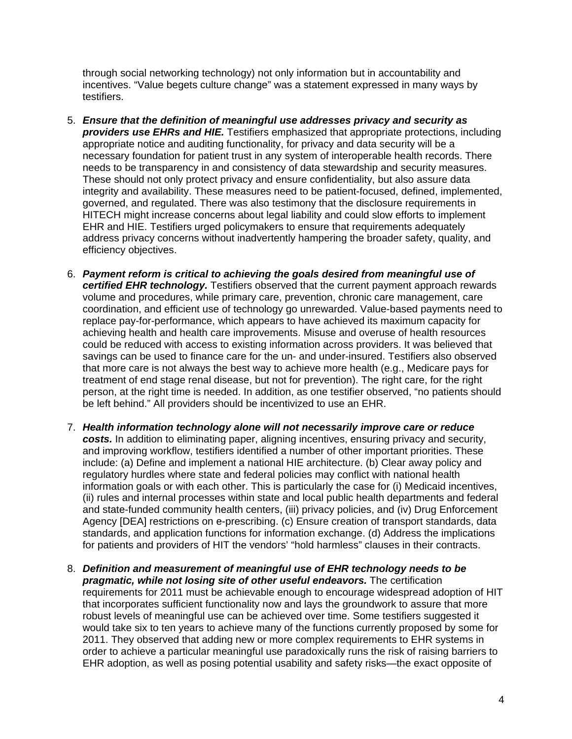through social networking technology) not only information but in accountability and incentives. "Value begets culture change" was a statement expressed in many ways by testifiers.

5. ***Ensure that the definition of meaningful use addresses privacy and security as providers use EHRs and HIE.*** Testifiers emphasized that appropriate protections, including appropriate notice and auditing functionality, for privacy and data security will be a necessary foundation for patient trust in any system of interoperable health records. There needs to be transparency in and consistency of data stewardship and security measures. These should not only protect privacy and ensure confidentiality, but also assure data integrity and availability. These measures need to be patient-focused, defined, implemented, governed, and regulated. There was also testimony that the disclosure requirements in HITECH might increase concerns about legal liability and could slow efforts to implement EHR and HIE. Testifiers urged policymakers to ensure that requirements adequately address privacy concerns without inadvertently hampering the broader safety, quality, and efficiency objectives.

6. ***Payment reform is critical to achieving the goals desired from meaningful use of certified EHR technology.*** Testifiers observed that the current payment approach rewards volume and procedures, while primary care, prevention, chronic care management, care coordination, and efficient use of technology go unrewarded. Value-based payments need to replace pay-for-performance, which appears to have achieved its maximum capacity for achieving health and health care improvements. Misuse and overuse of health resources could be reduced with access to existing information across providers. It was believed that savings can be used to finance care for the un- and under-insured. Testifiers also observed that more care is not always the best way to achieve more health (e.g., Medicare pays for treatment of end stage renal disease, but not for prevention). The right care, for the right person, at the right time is needed. In addition, as one testifier observed, "no patients should be left behind." All providers should be incentivized to use an EHR.

7. ***Health information technology alone will not necessarily improve care or reduce costs.*** In addition to eliminating paper, aligning incentives, ensuring privacy and security, and improving workflow, testifiers identified a number of other important priorities. These include: (a) Define and implement a national HIE architecture. (b) Clear away policy and regulatory hurdles where state and federal policies may conflict with national health information goals or with each other. This is particularly the case for (i) Medicaid incentives, (ii) rules and internal processes within state and local public health departments and federal and state-funded community health centers, (iii) privacy policies, and (iv) Drug Enforcement Agency [DEA] restrictions on e-prescribing. (c) Ensure creation of transport standards, data standards, and application functions for information exchange. (d) Address the implications for patients and providers of HIT the vendors' "hold harmless" clauses in their contracts.

8. ***Definition and measurement of meaningful use of EHR technology needs to be pragmatic, while not losing site of other useful endeavors.*** The certification requirements for 2011 must be achievable enough to encourage widespread adoption of HIT that incorporates sufficient functionality now and lays the groundwork to assure that more robust levels of meaningful use can be achieved over time. Some testifiers suggested it would take six to ten years to achieve many of the functions currently proposed by some for 2011. They observed that adding new or more complex requirements to EHR systems in order to achieve a particular meaningful use paradoxically runs the risk of raising barriers to EHR adoption, as well as posing potential usability and safety risks—the exact opposite of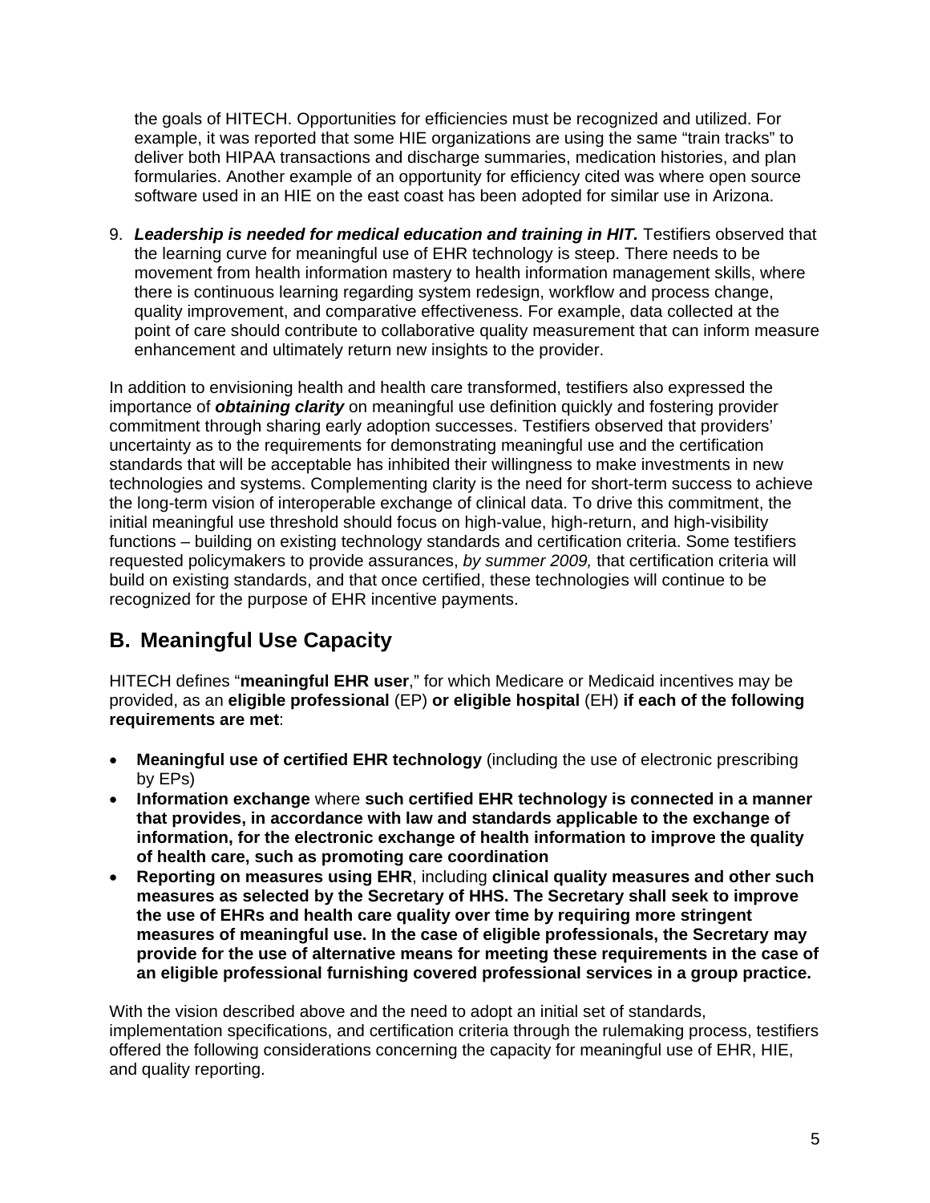the goals of HITECH. Opportunities for efficiencies must be recognized and utilized. For example, it was reported that some HIE organizations are using the same "train tracks" to deliver both HIPAA transactions and discharge summaries, medication histories, and plan formularies. Another example of an opportunity for efficiency cited was where open source software used in an HIE on the east coast has been adopted for similar use in Arizona.

9. ***Leadership is needed for medical education and training in HIT.*** Testifiers observed that the learning curve for meaningful use of EHR technology is steep. There needs to be movement from health information mastery to health information management skills, where there is continuous learning regarding system redesign, workflow and process change, quality improvement, and comparative effectiveness. For example, data collected at the point of care should contribute to collaborative quality measurement that can inform measure enhancement and ultimately return new insights to the provider.

In addition to envisioning health and health care transformed, testifiers also expressed the importance of ***obtaining clarity*** on meaningful use definition quickly and fostering provider commitment through sharing early adoption successes. Testifiers observed that providers' uncertainty as to the requirements for demonstrating meaningful use and the certification standards that will be acceptable has inhibited their willingness to make investments in new technologies and systems. Complementing clarity is the need for short-term success to achieve the long-term vision of interoperable exchange of clinical data. To drive this commitment, the initial meaningful use threshold should focus on high-value, high-return, and high-visibility functions – building on existing technology standards and certification criteria. Some testifiers requested policymakers to provide assurances, *by summer 2009,* that certification criteria will build on existing standards, and that once certified, these technologies will continue to be recognized for the purpose of EHR incentive payments.

## B. Meaningful Use Capacity

HITECH defines "**meaningful EHR user**," for which Medicare or Medicaid incentives may be provided, as an **eligible professional** (EP) **or eligible hospital** (EH) **if each of the following requirements are met**:

- **Meaningful use of certified EHR technology** (including the use of electronic prescribing by EPs)
- **Information exchange** where **such certified EHR technology is connected in a manner that provides, in accordance with law and standards applicable to the exchange of information, for the electronic exchange of health information to improve the quality of health care, such as promoting care coordination**
- **Reporting on measures using EHR**, including **clinical quality measures and other such measures as selected by the Secretary of HHS. The Secretary shall seek to improve the use of EHRs and health care quality over time by requiring more stringent measures of meaningful use. In the case of eligible professionals, the Secretary may provide for the use of alternative means for meeting these requirements in the case of an eligible professional furnishing covered professional services in a group practice.**

With the vision described above and the need to adopt an initial set of standards, implementation specifications, and certification criteria through the rulemaking process, testifiers offered the following considerations concerning the capacity for meaningful use of EHR, HIE, and quality reporting.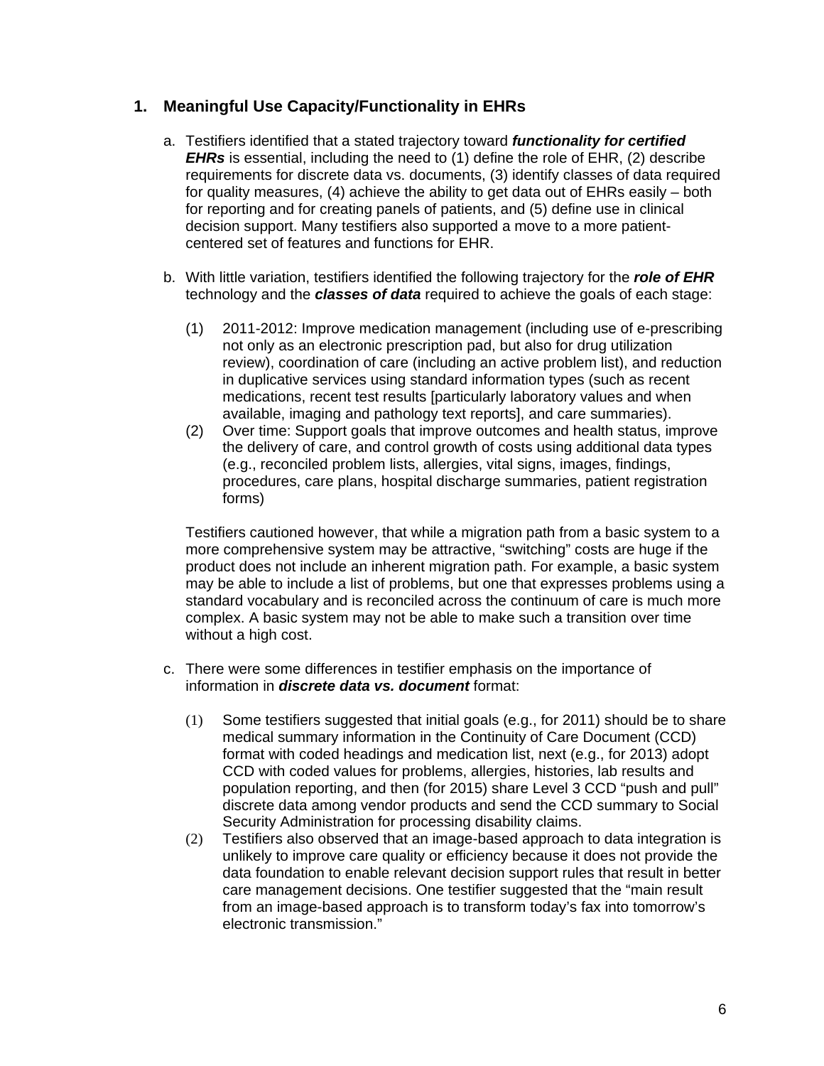## 1. Meaningful Use Capacity/Functionality in EHRs

a. Testifiers identified that a stated trajectory toward ***functionality for certified EHRs*** is essential, including the need to (1) define the role of EHR, (2) describe requirements for discrete data vs. documents, (3) identify classes of data required for quality measures, (4) achieve the ability to get data out of EHRs easily – both for reporting and for creating panels of patients, and (5) define use in clinical decision support. Many testifiers also supported a move to a more patient-centered set of features and functions for EHR.

b. With little variation, testifiers identified the following trajectory for the ***role of EHR*** technology and the ***classes of data*** required to achieve the goals of each stage:

   (1) 2011-2012: Improve medication management (including use of e-prescribing not only as an electronic prescription pad, but also for drug utilization review), coordination of care (including an active problem list), and reduction in duplicative services using standard information types (such as recent medications, recent test results [particularly laboratory values and when available, imaging and pathology text reports], and care summaries).

   (2) Over time: Support goals that improve outcomes and health status, improve the delivery of care, and control growth of costs using additional data types (e.g., reconciled problem lists, allergies, vital signs, images, findings, procedures, care plans, hospital discharge summaries, patient registration forms)

   Testifiers cautioned however, that while a migration path from a basic system to a more comprehensive system may be attractive, "switching" costs are huge if the product does not include an inherent migration path. For example, a basic system may be able to include a list of problems, but one that expresses problems using a standard vocabulary and is reconciled across the continuum of care is much more complex. A basic system may not be able to make such a transition over time without a high cost.

c. There were some differences in testifier emphasis on the importance of information in ***discrete data vs. document*** format:

   (1) Some testifiers suggested that initial goals (e.g., for 2011) should be to share medical summary information in the Continuity of Care Document (CCD) format with coded headings and medication list, next (e.g., for 2013) adopt CCD with coded values for problems, allergies, histories, lab results and population reporting, and then (for 2015) share Level 3 CCD "push and pull" discrete data among vendor products and send the CCD summary to Social Security Administration for processing disability claims.

   (2) Testifiers also observed that an image-based approach to data integration is unlikely to improve care quality or efficiency because it does not provide the data foundation to enable relevant decision support rules that result in better care management decisions. One testifier suggested that the "main result from an image-based approach is to transform today's fax into tomorrow's electronic transmission."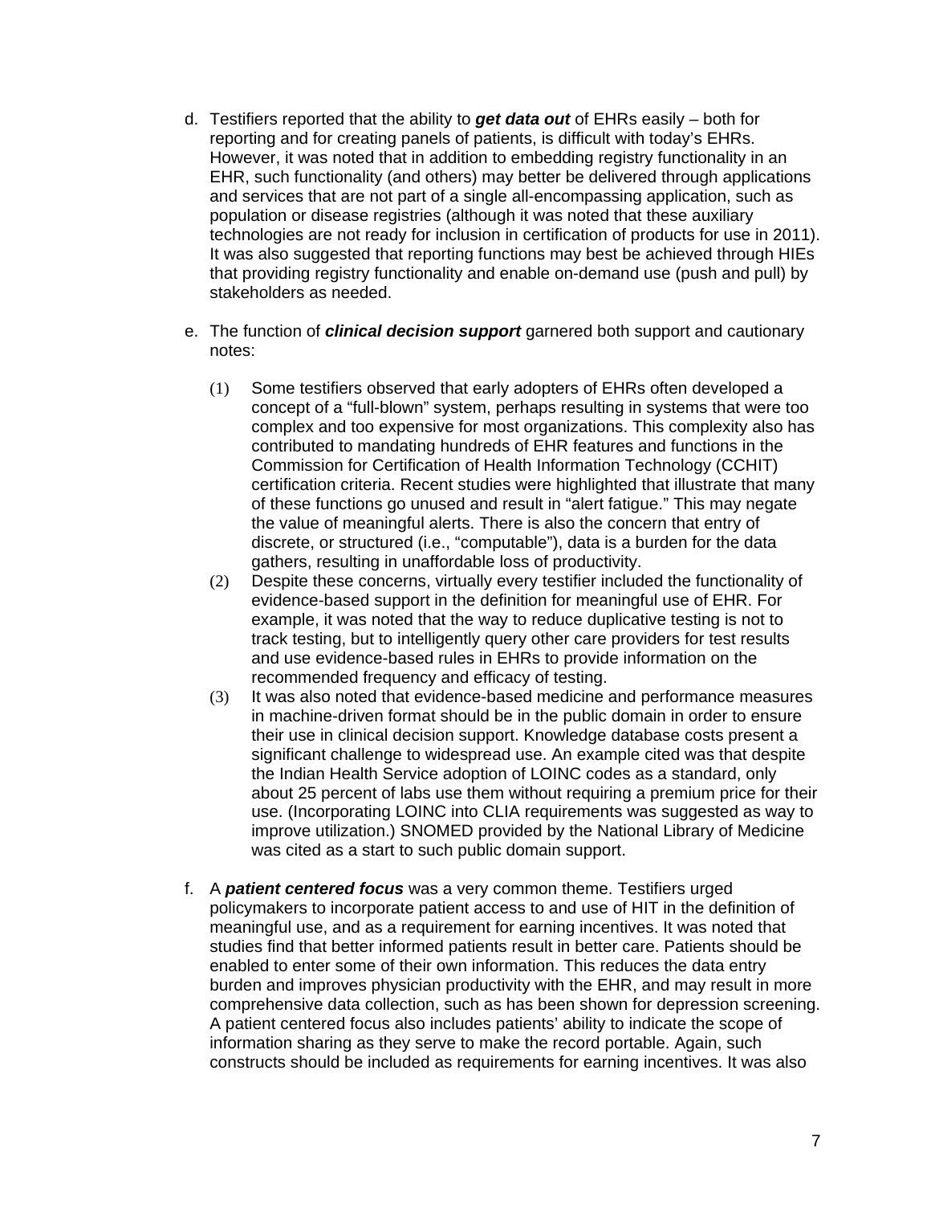d. Testifiers reported that the ability to ***get data out*** of EHRs easily – both for reporting and for creating panels of patients, is difficult with today's EHRs. However, it was noted that in addition to embedding registry functionality in an EHR, such functionality (and others) may better be delivered through applications and services that are not part of a single all-encompassing application, such as population or disease registries (although it was noted that these auxiliary technologies are not ready for inclusion in certification of products for use in 2011). It was also suggested that reporting functions may best be achieved through HIEs that providing registry functionality and enable on-demand use (push and pull) by stakeholders as needed.

e. The function of ***clinical decision support*** garnered both support and cautionary notes:

    (1) Some testifiers observed that early adopters of EHRs often developed a concept of a "full-blown" system, perhaps resulting in systems that were too complex and too expensive for most organizations. This complexity also has contributed to mandating hundreds of EHR features and functions in the Commission for Certification of Health Information Technology (CCHIT) certification criteria. Recent studies were highlighted that illustrate that many of these functions go unused and result in "alert fatigue." This may negate the value of meaningful alerts. There is also the concern that entry of discrete, or structured (i.e., "computable"), data is a burden for the data gathers, resulting in unaffordable loss of productivity.

    (2) Despite these concerns, virtually every testifier included the functionality of evidence-based support in the definition for meaningful use of EHR. For example, it was noted that the way to reduce duplicative testing is not to track testing, but to intelligently query other care providers for test results and use evidence-based rules in EHRs to provide information on the recommended frequency and efficacy of testing.

    (3) It was also noted that evidence-based medicine and performance measures in machine-driven format should be in the public domain in order to ensure their use in clinical decision support. Knowledge database costs present a significant challenge to widespread use. An example cited was that despite the Indian Health Service adoption of LOINC codes as a standard, only about 25 percent of labs use them without requiring a premium price for their use. (Incorporating LOINC into CLIA requirements was suggested as way to improve utilization.) SNOMED provided by the National Library of Medicine was cited as a start to such public domain support.

f. A ***patient centered focus*** was a very common theme. Testifiers urged policymakers to incorporate patient access to and use of HIT in the definition of meaningful use, and as a requirement for earning incentives. It was noted that studies find that better informed patients result in better care. Patients should be enabled to enter some of their own information. This reduces the data entry burden and improves physician productivity with the EHR, and may result in more comprehensive data collection, such as has been shown for depression screening. A patient centered focus also includes patients' ability to indicate the scope of information sharing as they serve to make the record portable. Again, such constructs should be included as requirements for earning incentives. It was also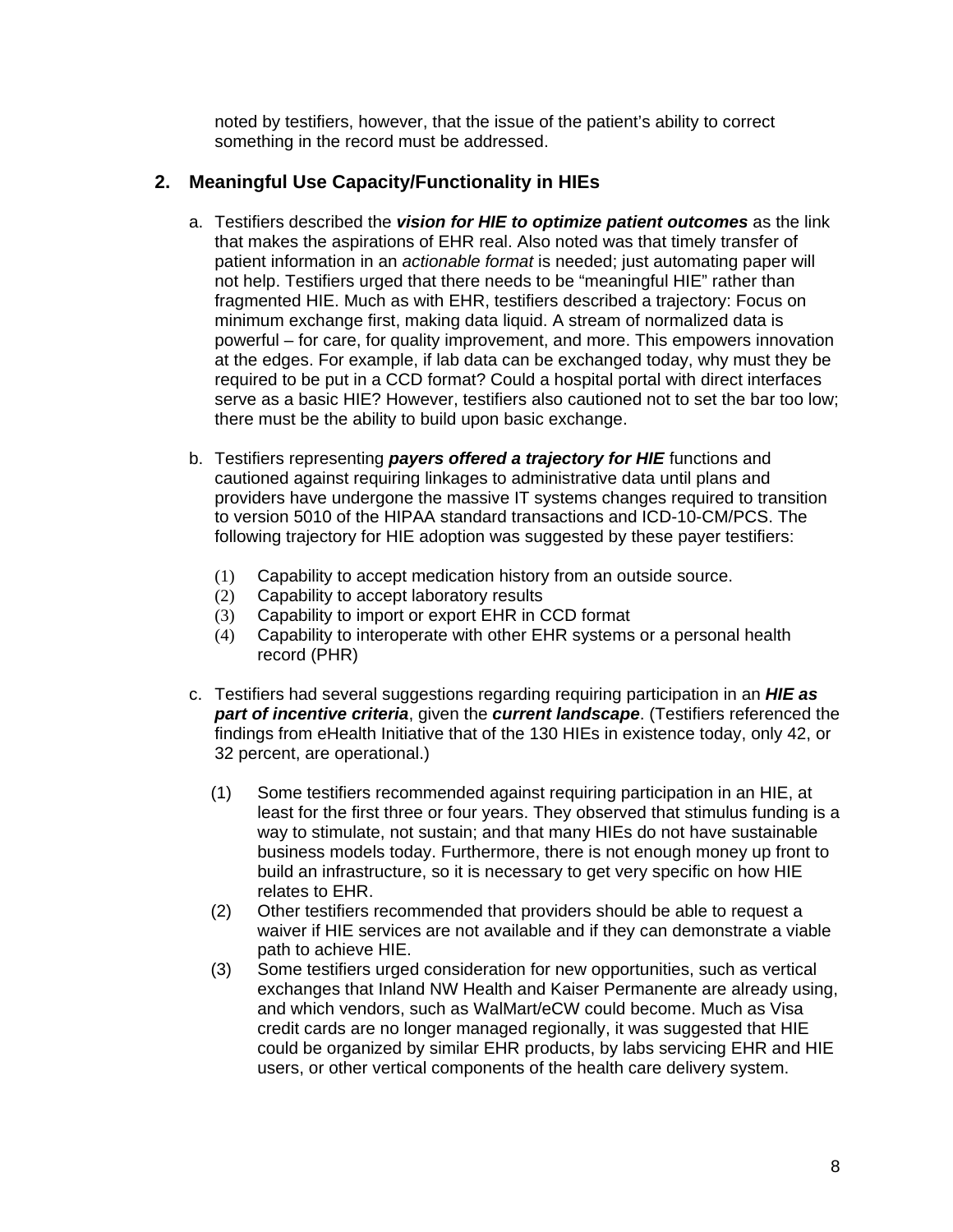noted by testifiers, however, that the issue of the patient's ability to correct something in the record must be addressed.

## 2. Meaningful Use Capacity/Functionality in HIEs

a. Testifiers described the ***vision for HIE to optimize patient outcomes*** as the link that makes the aspirations of EHR real. Also noted was that timely transfer of patient information in an *actionable format* is needed; just automating paper will not help. Testifiers urged that there needs to be "meaningful HIE" rather than fragmented HIE. Much as with EHR, testifiers described a trajectory: Focus on minimum exchange first, making data liquid. A stream of normalized data is powerful – for care, for quality improvement, and more. This empowers innovation at the edges. For example, if lab data can be exchanged today, why must they be required to be put in a CCD format? Could a hospital portal with direct interfaces serve as a basic HIE? However, testifiers also cautioned not to set the bar too low; there must be the ability to build upon basic exchange.

b. Testifiers representing ***payers offered a trajectory for HIE*** functions and cautioned against requiring linkages to administrative data until plans and providers have undergone the massive IT systems changes required to transition to version 5010 of the HIPAA standard transactions and ICD-10-CM/PCS. The following trajectory for HIE adoption was suggested by these payer testifiers:

   (1) Capability to accept medication history from an outside source.
   (2) Capability to accept laboratory results
   (3) Capability to import or export EHR in CCD format
   (4) Capability to interoperate with other EHR systems or a personal health record (PHR)

c. Testifiers had several suggestions regarding requiring participation in an ***HIE as part of incentive criteria***, given the ***current landscape***. (Testifiers referenced the findings from eHealth Initiative that of the 130 HIEs in existence today, only 42, or 32 percent, are operational.)

   (1) Some testifiers recommended against requiring participation in an HIE, at least for the first three or four years. They observed that stimulus funding is a way to stimulate, not sustain; and that many HIEs do not have sustainable business models today. Furthermore, there is not enough money up front to build an infrastructure, so it is necessary to get very specific on how HIE relates to EHR.
   (2) Other testifiers recommended that providers should be able to request a waiver if HIE services are not available and if they can demonstrate a viable path to achieve HIE.
   (3) Some testifiers urged consideration for new opportunities, such as vertical exchanges that Inland NW Health and Kaiser Permanente are already using, and which vendors, such as WalMart/eCW could become. Much as Visa credit cards are no longer managed regionally, it was suggested that HIE could be organized by similar EHR products, by labs servicing EHR and HIE users, or other vertical components of the health care delivery system.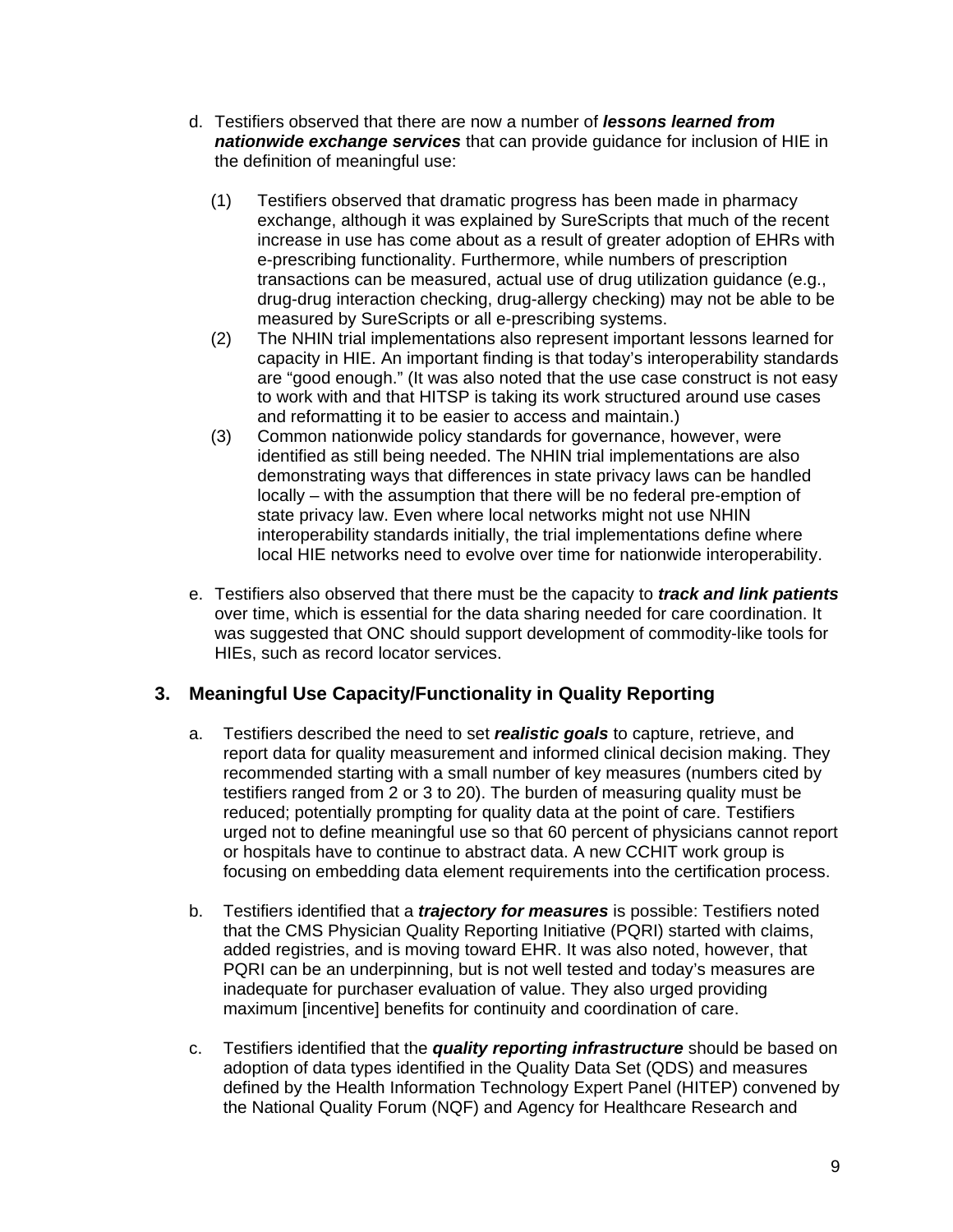d. Testifiers observed that there are now a number of ***lessons learned from nationwide exchange services*** that can provide guidance for inclusion of HIE in the definition of meaningful use:

   (1) Testifiers observed that dramatic progress has been made in pharmacy exchange, although it was explained by SureScripts that much of the recent increase in use has come about as a result of greater adoption of EHRs with e-prescribing functionality. Furthermore, while numbers of prescription transactions can be measured, actual use of drug utilization guidance (e.g., drug-drug interaction checking, drug-allergy checking) may not be able to be measured by SureScripts or all e-prescribing systems.

   (2) The NHIN trial implementations also represent important lessons learned for capacity in HIE. An important finding is that today's interoperability standards are "good enough." (It was also noted that the use case construct is not easy to work with and that HITSP is taking its work structured around use cases and reformatting it to be easier to access and maintain.)

   (3) Common nationwide policy standards for governance, however, were identified as still being needed. The NHIN trial implementations are also demonstrating ways that differences in state privacy laws can be handled locally – with the assumption that there will be no federal pre-emption of state privacy law. Even where local networks might not use NHIN interoperability standards initially, the trial implementations define where local HIE networks need to evolve over time for nationwide interoperability.

e. Testifiers also observed that there must be the capacity to ***track and link patients*** over time, which is essential for the data sharing needed for care coordination. It was suggested that ONC should support development of commodity-like tools for HIEs, such as record locator services.

### 3. Meaningful Use Capacity/Functionality in Quality Reporting

a. Testifiers described the need to set ***realistic goals*** to capture, retrieve, and report data for quality measurement and informed clinical decision making. They recommended starting with a small number of key measures (numbers cited by testifiers ranged from 2 or 3 to 20). The burden of measuring quality must be reduced; potentially prompting for quality data at the point of care. Testifiers urged not to define meaningful use so that 60 percent of physicians cannot report or hospitals have to continue to abstract data. A new CCHIT work group is focusing on embedding data element requirements into the certification process.

b. Testifiers identified that a ***trajectory for measures*** is possible: Testifiers noted that the CMS Physician Quality Reporting Initiative (PQRI) started with claims, added registries, and is moving toward EHR. It was also noted, however, that PQRI can be an underpinning, but is not well tested and today's measures are inadequate for purchaser evaluation of value. They also urged providing maximum [incentive] benefits for continuity and coordination of care.

c. Testifiers identified that the ***quality reporting infrastructure*** should be based on adoption of data types identified in the Quality Data Set (QDS) and measures defined by the Health Information Technology Expert Panel (HITEP) convened by the National Quality Forum (NQF) and Agency for Healthcare Research and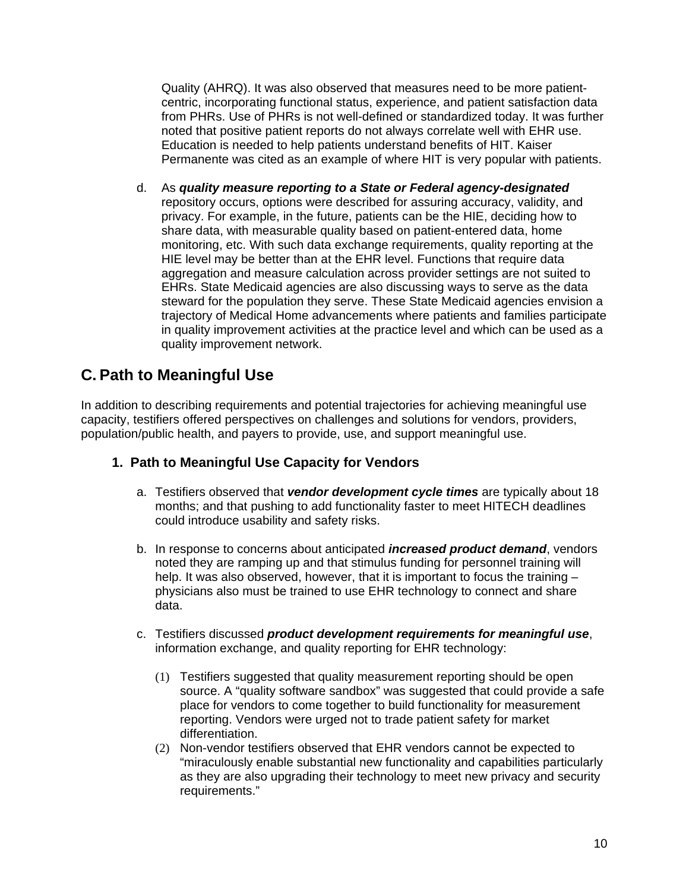Quality (AHRQ). It was also observed that measures need to be more patient-centric, incorporating functional status, experience, and patient satisfaction data from PHRs. Use of PHRs is not well-defined or standardized today. It was further noted that positive patient reports do not always correlate well with EHR use. Education is needed to help patients understand benefits of HIT. Kaiser Permanente was cited as an example of where HIT is very popular with patients.

d. As ***quality measure reporting to a State or Federal agency-designated*** repository occurs, options were described for assuring accuracy, validity, and privacy. For example, in the future, patients can be the HIE, deciding how to share data, with measurable quality based on patient-entered data, home monitoring, etc. With such data exchange requirements, quality reporting at the HIE level may be better than at the EHR level. Functions that require data aggregation and measure calculation across provider settings are not suited to EHRs. State Medicaid agencies are also discussing ways to serve as the data steward for the population they serve. These State Medicaid agencies envision a trajectory of Medical Home advancements where patients and families participate in quality improvement activities at the practice level and which can be used as a quality improvement network.

## C. Path to Meaningful Use

In addition to describing requirements and potential trajectories for achieving meaningful use capacity, testifiers offered perspectives on challenges and solutions for vendors, providers, population/public health, and payers to provide, use, and support meaningful use.

### 1. Path to Meaningful Use Capacity for Vendors

a. Testifiers observed that ***vendor development cycle times*** are typically about 18 months; and that pushing to add functionality faster to meet HITECH deadlines could introduce usability and safety risks.

b. In response to concerns about anticipated ***increased product demand***, vendors noted they are ramping up and that stimulus funding for personnel training will help. It was also observed, however, that it is important to focus the training – physicians also must be trained to use EHR technology to connect and share data.

c. Testifiers discussed ***product development requirements for meaningful use***, information exchange, and quality reporting for EHR technology:

   (1) Testifiers suggested that quality measurement reporting should be open source. A "quality software sandbox" was suggested that could provide a safe place for vendors to come together to build functionality for measurement reporting. Vendors were urged not to trade patient safety for market differentiation.

   (2) Non-vendor testifiers observed that EHR vendors cannot be expected to "miraculously enable substantial new functionality and capabilities particularly as they are also upgrading their technology to meet new privacy and security requirements."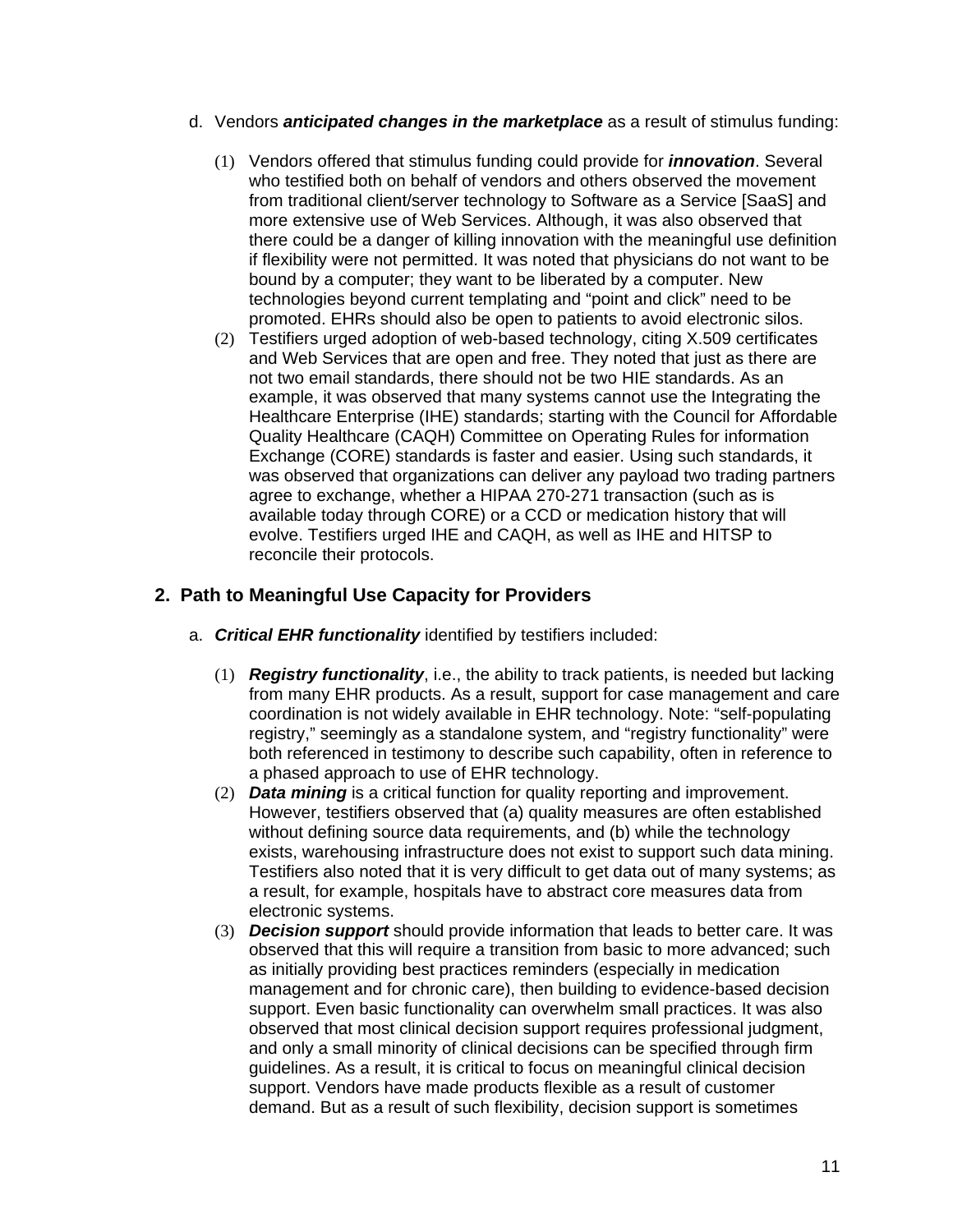d. Vendors ***anticipated changes in the marketplace*** as a result of stimulus funding:

(1) Vendors offered that stimulus funding could provide for ***innovation***. Several who testified both on behalf of vendors and others observed the movement from traditional client/server technology to Software as a Service [SaaS] and more extensive use of Web Services. Although, it was also observed that there could be a danger of killing innovation with the meaningful use definition if flexibility were not permitted. It was noted that physicians do not want to be bound by a computer; they want to be liberated by a computer. New technologies beyond current templating and "point and click" need to be promoted. EHRs should also be open to patients to avoid electronic silos.

(2) Testifiers urged adoption of web-based technology, citing X.509 certificates and Web Services that are open and free. They noted that just as there are not two email standards, there should not be two HIE standards. As an example, it was observed that many systems cannot use the Integrating the Healthcare Enterprise (IHE) standards; starting with the Council for Affordable Quality Healthcare (CAQH) Committee on Operating Rules for information Exchange (CORE) standards is faster and easier. Using such standards, it was observed that organizations can deliver any payload two trading partners agree to exchange, whether a HIPAA 270-271 transaction (such as is available today through CORE) or a CCD or medication history that will evolve. Testifiers urged IHE and CAQH, as well as IHE and HITSP to reconcile their protocols.

## 2. Path to Meaningful Use Capacity for Providers

a. ***Critical EHR functionality*** identified by testifiers included:

(1) ***Registry functionality***, i.e., the ability to track patients, is needed but lacking from many EHR products. As a result, support for case management and care coordination is not widely available in EHR technology. Note: "self-populating registry," seemingly as a standalone system, and "registry functionality" were both referenced in testimony to describe such capability, often in reference to a phased approach to use of EHR technology.

(2) ***Data mining*** is a critical function for quality reporting and improvement. However, testifiers observed that (a) quality measures are often established without defining source data requirements, and (b) while the technology exists, warehousing infrastructure does not exist to support such data mining. Testifiers also noted that it is very difficult to get data out of many systems; as a result, for example, hospitals have to abstract core measures data from electronic systems.

(3) ***Decision support*** should provide information that leads to better care. It was observed that this will require a transition from basic to more advanced; such as initially providing best practices reminders (especially in medication management and for chronic care), then building to evidence-based decision support. Even basic functionality can overwhelm small practices. It was also observed that most clinical decision support requires professional judgment, and only a small minority of clinical decisions can be specified through firm guidelines. As a result, it is critical to focus on meaningful clinical decision support. Vendors have made products flexible as a result of customer demand. But as a result of such flexibility, decision support is sometimes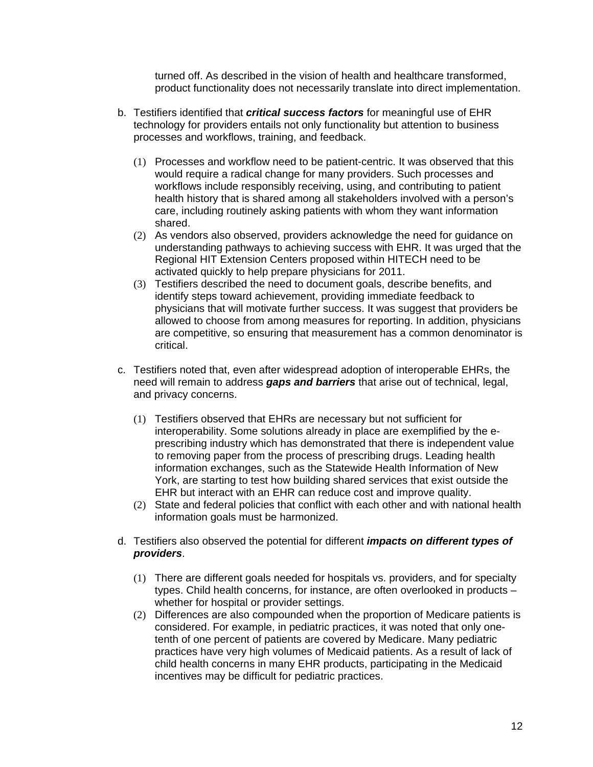turned off. As described in the vision of health and healthcare transformed, product functionality does not necessarily translate into direct implementation.

b. Testifiers identified that ***critical success factors*** for meaningful use of EHR technology for providers entails not only functionality but attention to business processes and workflows, training, and feedback.

   (1) Processes and workflow need to be patient-centric. It was observed that this would require a radical change for many providers. Such processes and workflows include responsibly receiving, using, and contributing to patient health history that is shared among all stakeholders involved with a person's care, including routinely asking patients with whom they want information shared.

   (2) As vendors also observed, providers acknowledge the need for guidance on understanding pathways to achieving success with EHR. It was urged that the Regional HIT Extension Centers proposed within HITECH need to be activated quickly to help prepare physicians for 2011.

   (3) Testifiers described the need to document goals, describe benefits, and identify steps toward achievement, providing immediate feedback to physicians that will motivate further success. It was suggest that providers be allowed to choose from among measures for reporting. In addition, physicians are competitive, so ensuring that measurement has a common denominator is critical.

c. Testifiers noted that, even after widespread adoption of interoperable EHRs, the need will remain to address ***gaps and barriers*** that arise out of technical, legal, and privacy concerns.

   (1) Testifiers observed that EHRs are necessary but not sufficient for interoperability. Some solutions already in place are exemplified by the e-prescribing industry which has demonstrated that there is independent value to removing paper from the process of prescribing drugs. Leading health information exchanges, such as the Statewide Health Information of New York, are starting to test how building shared services that exist outside the EHR but interact with an EHR can reduce cost and improve quality.

   (2) State and federal policies that conflict with each other and with national health information goals must be harmonized.

d. Testifiers also observed the potential for different ***impacts on different types of providers***.

   (1) There are different goals needed for hospitals vs. providers, and for specialty types. Child health concerns, for instance, are often overlooked in products – whether for hospital or provider settings.

   (2) Differences are also compounded when the proportion of Medicare patients is considered. For example, in pediatric practices, it was noted that only one-tenth of one percent of patients are covered by Medicare. Many pediatric practices have very high volumes of Medicaid patients. As a result of lack of child health concerns in many EHR products, participating in the Medicaid incentives may be difficult for pediatric practices.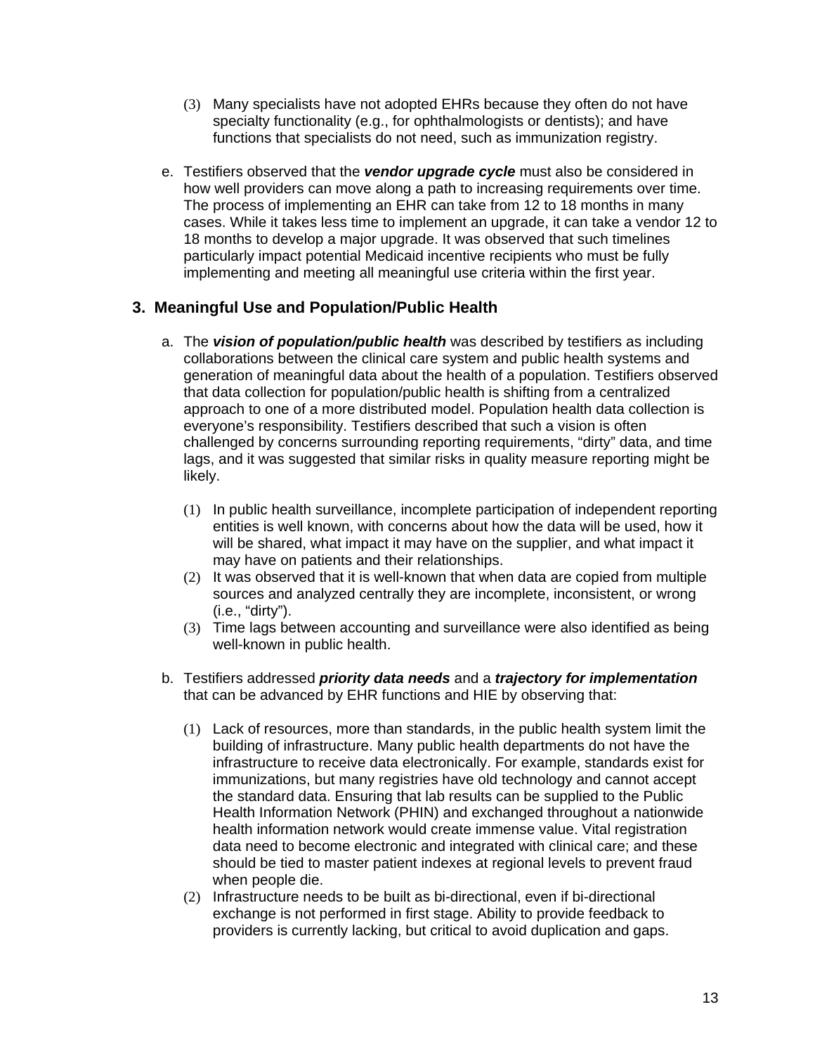(3) Many specialists have not adopted EHRs because they often do not have specialty functionality (e.g., for ophthalmologists or dentists); and have functions that specialists do not need, such as immunization registry.

e. Testifiers observed that the ***vendor upgrade cycle*** must also be considered in how well providers can move along a path to increasing requirements over time. The process of implementing an EHR can take from 12 to 18 months in many cases. While it takes less time to implement an upgrade, it can take a vendor 12 to 18 months to develop a major upgrade. It was observed that such timelines particularly impact potential Medicaid incentive recipients who must be fully implementing and meeting all meaningful use criteria within the first year.

## 3. Meaningful Use and Population/Public Health

a. The ***vision of population/public health*** was described by testifiers as including collaborations between the clinical care system and public health systems and generation of meaningful data about the health of a population. Testifiers observed that data collection for population/public health is shifting from a centralized approach to one of a more distributed model. Population health data collection is everyone's responsibility. Testifiers described that such a vision is often challenged by concerns surrounding reporting requirements, "dirty" data, and time lags, and it was suggested that similar risks in quality measure reporting might be likely.

(1) In public health surveillance, incomplete participation of independent reporting entities is well known, with concerns about how the data will be used, how it will be shared, what impact it may have on the supplier, and what impact it may have on patients and their relationships.

(2) It was observed that it is well-known that when data are copied from multiple sources and analyzed centrally they are incomplete, inconsistent, or wrong (i.e., "dirty").

(3) Time lags between accounting and surveillance were also identified as being well-known in public health.

b. Testifiers addressed ***priority data needs*** and a ***trajectory for implementation*** that can be advanced by EHR functions and HIE by observing that:

(1) Lack of resources, more than standards, in the public health system limit the building of infrastructure. Many public health departments do not have the infrastructure to receive data electronically. For example, standards exist for immunizations, but many registries have old technology and cannot accept the standard data. Ensuring that lab results can be supplied to the Public Health Information Network (PHIN) and exchanged throughout a nationwide health information network would create immense value. Vital registration data need to become electronic and integrated with clinical care; and these should be tied to master patient indexes at regional levels to prevent fraud when people die.

(2) Infrastructure needs to be built as bi-directional, even if bi-directional exchange is not performed in first stage. Ability to provide feedback to providers is currently lacking, but critical to avoid duplication and gaps.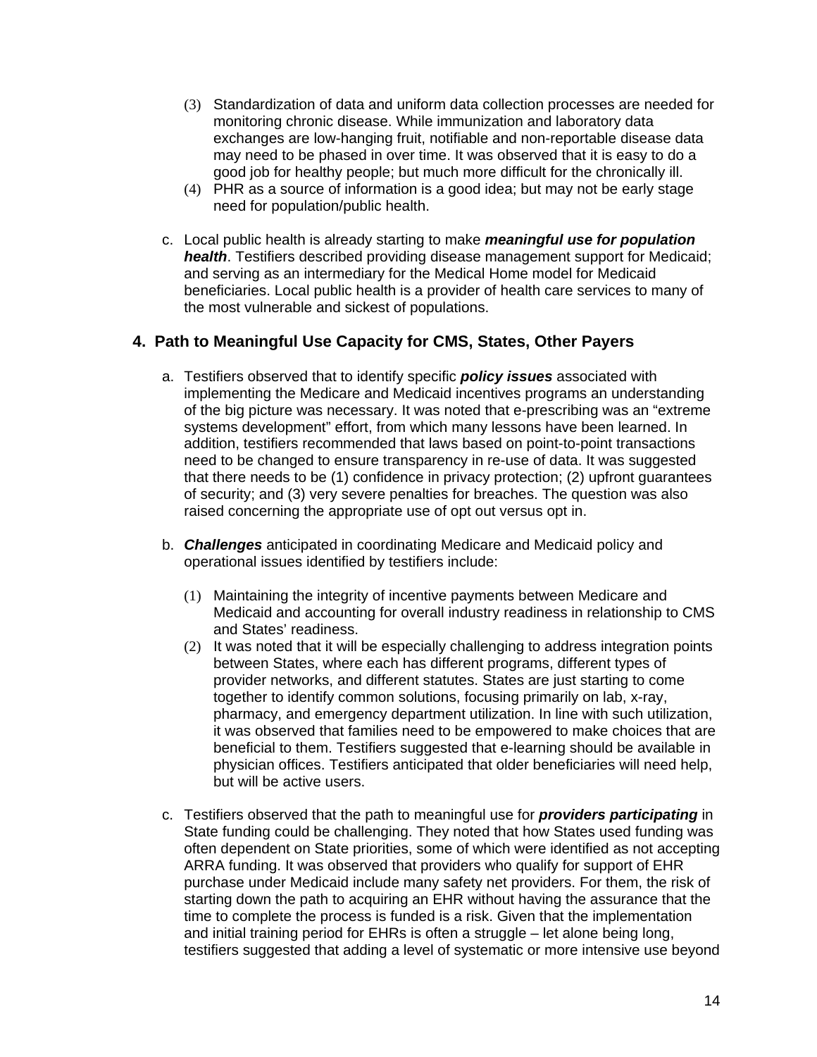(3) Standardization of data and uniform data collection processes are needed for monitoring chronic disease. While immunization and laboratory data exchanges are low-hanging fruit, notifiable and non-reportable disease data may need to be phased in over time. It was observed that it is easy to do a good job for healthy people; but much more difficult for the chronically ill.

(4) PHR as a source of information is a good idea; but may not be early stage need for population/public health.

c. Local public health is already starting to make ***meaningful use for population health***. Testifiers described providing disease management support for Medicaid; and serving as an intermediary for the Medical Home model for Medicaid beneficiaries. Local public health is a provider of health care services to many of the most vulnerable and sickest of populations.

## 4. Path to Meaningful Use Capacity for CMS, States, Other Payers

a. Testifiers observed that to identify specific ***policy issues*** associated with implementing the Medicare and Medicaid incentives programs an understanding of the big picture was necessary. It was noted that e-prescribing was an "extreme systems development" effort, from which many lessons have been learned. In addition, testifiers recommended that laws based on point-to-point transactions need to be changed to ensure transparency in re-use of data. It was suggested that there needs to be (1) confidence in privacy protection; (2) upfront guarantees of security; and (3) very severe penalties for breaches. The question was also raised concerning the appropriate use of opt out versus opt in.

b. ***Challenges*** anticipated in coordinating Medicare and Medicaid policy and operational issues identified by testifiers include:

(1) Maintaining the integrity of incentive payments between Medicare and Medicaid and accounting for overall industry readiness in relationship to CMS and States' readiness.

(2) It was noted that it will be especially challenging to address integration points between States, where each has different programs, different types of provider networks, and different statutes. States are just starting to come together to identify common solutions, focusing primarily on lab, x-ray, pharmacy, and emergency department utilization. In line with such utilization, it was observed that families need to be empowered to make choices that are beneficial to them. Testifiers suggested that e-learning should be available in physician offices. Testifiers anticipated that older beneficiaries will need help, but will be active users.

c. Testifiers observed that the path to meaningful use for ***providers participating*** in State funding could be challenging. They noted that how States used funding was often dependent on State priorities, some of which were identified as not accepting ARRA funding. It was observed that providers who qualify for support of EHR purchase under Medicaid include many safety net providers. For them, the risk of starting down the path to acquiring an EHR without having the assurance that the time to complete the process is funded is a risk. Given that the implementation and initial training period for EHRs is often a struggle – let alone being long, testifiers suggested that adding a level of systematic or more intensive use beyond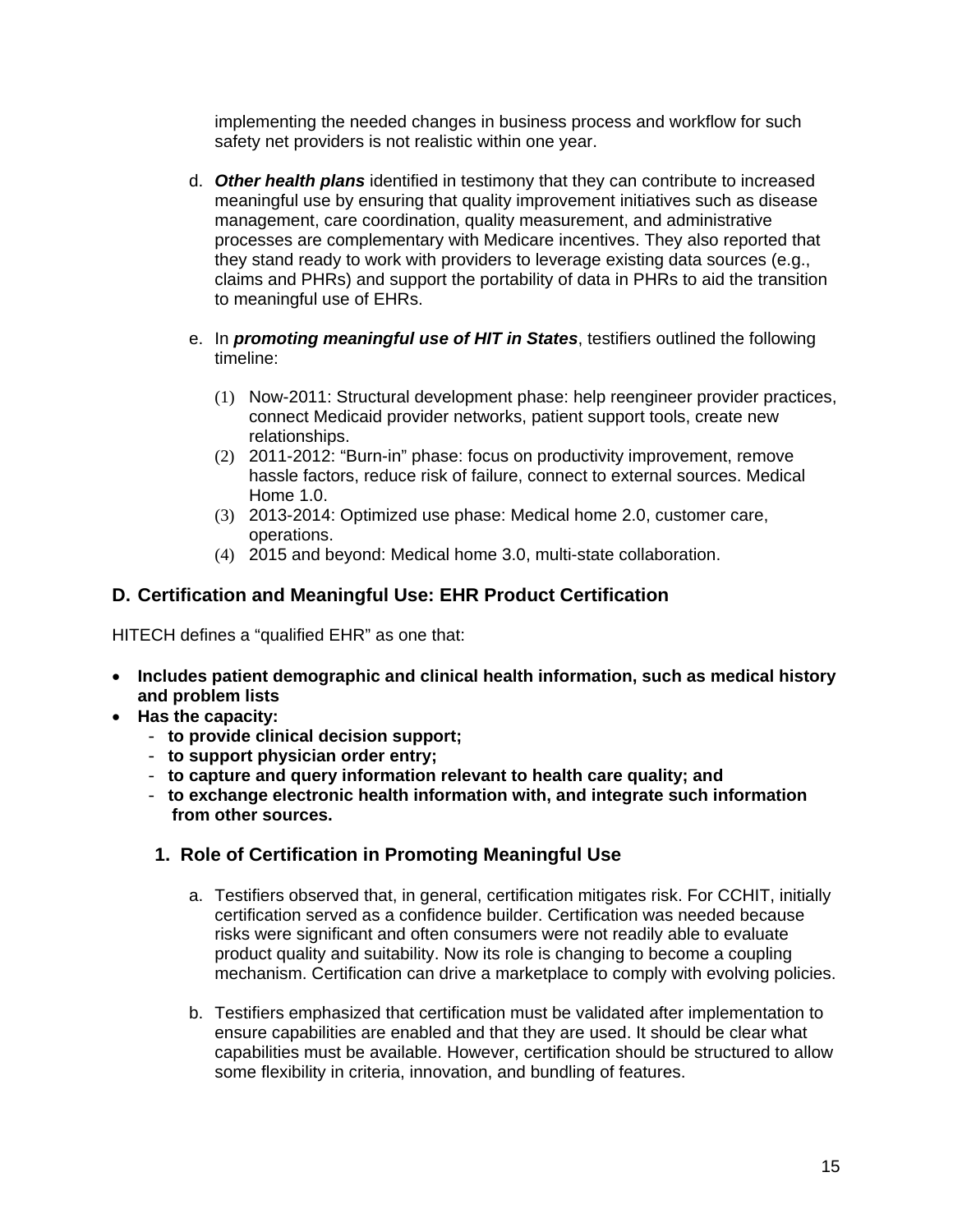implementing the needed changes in business process and workflow for such safety net providers is not realistic within one year.

d. ***Other health plans*** identified in testimony that they can contribute to increased meaningful use by ensuring that quality improvement initiatives such as disease management, care coordination, quality measurement, and administrative processes are complementary with Medicare incentives. They also reported that they stand ready to work with providers to leverage existing data sources (e.g., claims and PHRs) and support the portability of data in PHRs to aid the transition to meaningful use of EHRs.

e. In ***promoting meaningful use of HIT in States***, testifiers outlined the following timeline:

   (1) Now-2011: Structural development phase: help reengineer provider practices, connect Medicaid provider networks, patient support tools, create new relationships.
   (2) 2011-2012: "Burn-in" phase: focus on productivity improvement, remove hassle factors, reduce risk of failure, connect to external sources. Medical Home 1.0.
   (3) 2013-2014: Optimized use phase: Medical home 2.0, customer care, operations.
   (4) 2015 and beyond: Medical home 3.0, multi-state collaboration.

## D. Certification and Meaningful Use: EHR Product Certification

HITECH defines a "qualified EHR" as one that:

- **Includes patient demographic and clinical health information, such as medical history and problem lists**
- **Has the capacity:**
  - **to provide clinical decision support;**
  - **to support physician order entry;**
  - **to capture and query information relevant to health care quality; and**
  - **to exchange electronic health information with, and integrate such information from other sources.**

### 1. Role of Certification in Promoting Meaningful Use

a. Testifiers observed that, in general, certification mitigates risk. For CCHIT, initially certification served as a confidence builder. Certification was needed because risks were significant and often consumers were not readily able to evaluate product quality and suitability. Now its role is changing to become a coupling mechanism. Certification can drive a marketplace to comply with evolving policies.

b. Testifiers emphasized that certification must be validated after implementation to ensure capabilities are enabled and that they are used. It should be clear what capabilities must be available. However, certification should be structured to allow some flexibility in criteria, innovation, and bundling of features.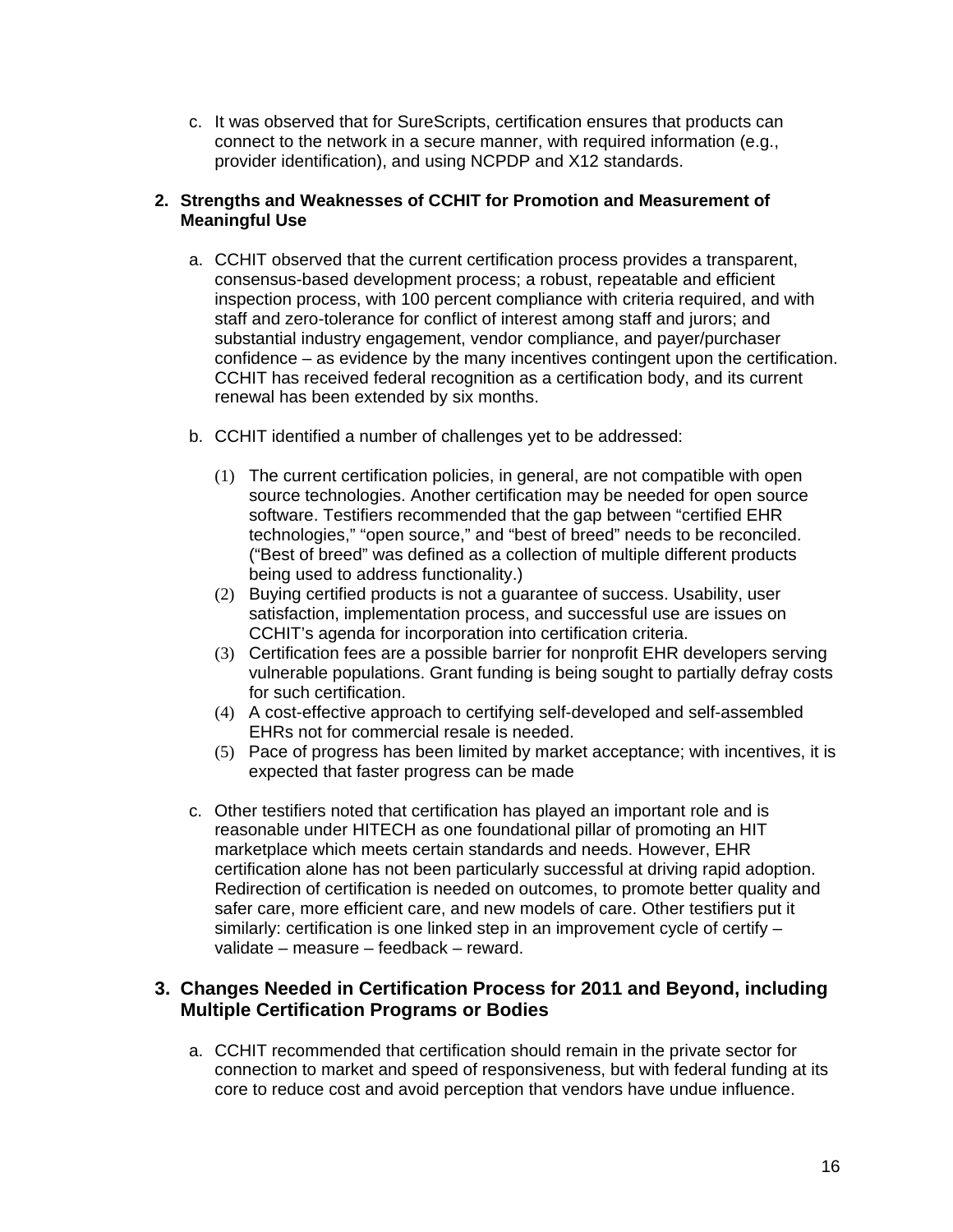c. It was observed that for SureScripts, certification ensures that products can connect to the network in a secure manner, with required information (e.g., provider identification), and using NCPDP and X12 standards.

## 2. Strengths and Weaknesses of CCHIT for Promotion and Measurement of Meaningful Use

a. CCHIT observed that the current certification process provides a transparent, consensus-based development process; a robust, repeatable and efficient inspection process, with 100 percent compliance with criteria required, and with staff and zero-tolerance for conflict of interest among staff and jurors; and substantial industry engagement, vendor compliance, and payer/purchaser confidence – as evidence by the many incentives contingent upon the certification. CCHIT has received federal recognition as a certification body, and its current renewal has been extended by six months.

b. CCHIT identified a number of challenges yet to be addressed:

(1) The current certification policies, in general, are not compatible with open source technologies. Another certification may be needed for open source software. Testifiers recommended that the gap between "certified EHR technologies," "open source," and "best of breed" needs to be reconciled. ("Best of breed" was defined as a collection of multiple different products being used to address functionality.)

(2) Buying certified products is not a guarantee of success. Usability, user satisfaction, implementation process, and successful use are issues on CCHIT's agenda for incorporation into certification criteria.

(3) Certification fees are a possible barrier for nonprofit EHR developers serving vulnerable populations. Grant funding is being sought to partially defray costs for such certification.

(4) A cost-effective approach to certifying self-developed and self-assembled EHRs not for commercial resale is needed.

(5) Pace of progress has been limited by market acceptance; with incentives, it is expected that faster progress can be made

c. Other testifiers noted that certification has played an important role and is reasonable under HITECH as one foundational pillar of promoting an HIT marketplace which meets certain standards and needs. However, EHR certification alone has not been particularly successful at driving rapid adoption. Redirection of certification is needed on outcomes, to promote better quality and safer care, more efficient care, and new models of care. Other testifiers put it similarly: certification is one linked step in an improvement cycle of certify – validate – measure – feedback – reward.

## 3. Changes Needed in Certification Process for 2011 and Beyond, including Multiple Certification Programs or Bodies

a. CCHIT recommended that certification should remain in the private sector for connection to market and speed of responsiveness, but with federal funding at its core to reduce cost and avoid perception that vendors have undue influence.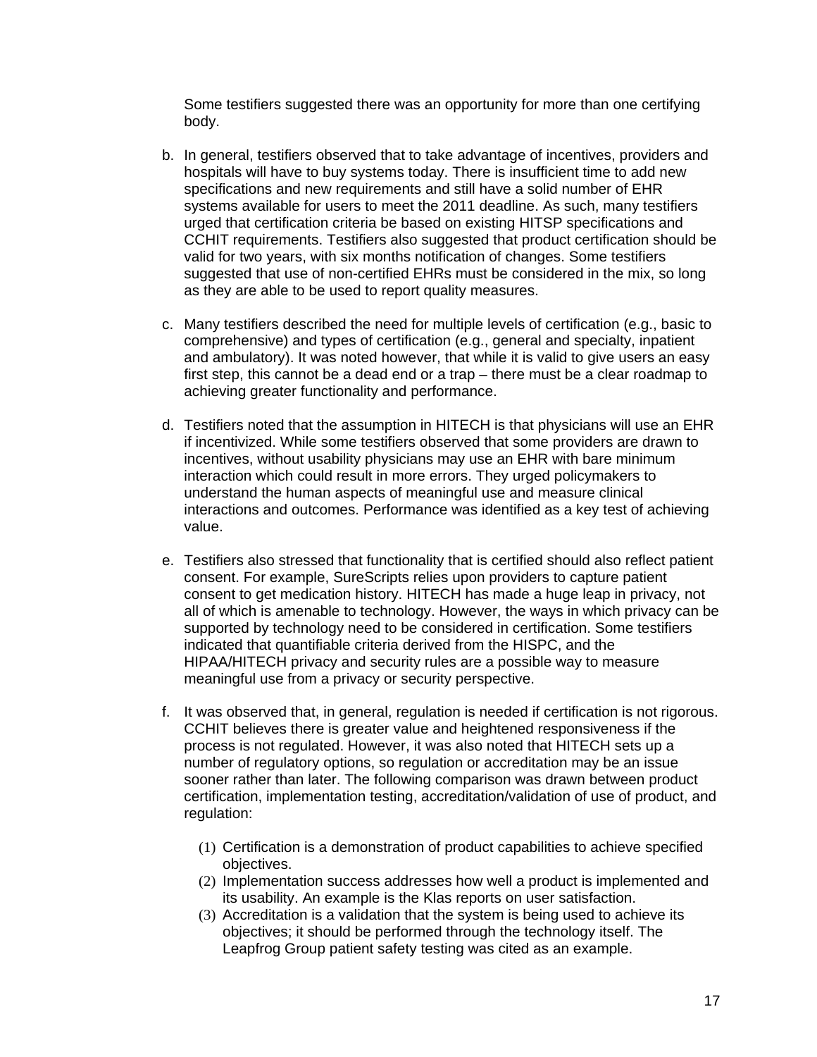Some testifiers suggested there was an opportunity for more than one certifying body.

b. In general, testifiers observed that to take advantage of incentives, providers and hospitals will have to buy systems today. There is insufficient time to add new specifications and new requirements and still have a solid number of EHR systems available for users to meet the 2011 deadline. As such, many testifiers urged that certification criteria be based on existing HITSP specifications and CCHIT requirements. Testifiers also suggested that product certification should be valid for two years, with six months notification of changes. Some testifiers suggested that use of non-certified EHRs must be considered in the mix, so long as they are able to be used to report quality measures.

c. Many testifiers described the need for multiple levels of certification (e.g., basic to comprehensive) and types of certification (e.g., general and specialty, inpatient and ambulatory). It was noted however, that while it is valid to give users an easy first step, this cannot be a dead end or a trap – there must be a clear roadmap to achieving greater functionality and performance.

d. Testifiers noted that the assumption in HITECH is that physicians will use an EHR if incentivized. While some testifiers observed that some providers are drawn to incentives, without usability physicians may use an EHR with bare minimum interaction which could result in more errors. They urged policymakers to understand the human aspects of meaningful use and measure clinical interactions and outcomes. Performance was identified as a key test of achieving value.

e. Testifiers also stressed that functionality that is certified should also reflect patient consent. For example, SureScripts relies upon providers to capture patient consent to get medication history. HITECH has made a huge leap in privacy, not all of which is amenable to technology. However, the ways in which privacy can be supported by technology need to be considered in certification. Some testifiers indicated that quantifiable criteria derived from the HISPC, and the HIPAA/HITECH privacy and security rules are a possible way to measure meaningful use from a privacy or security perspective.

f. It was observed that, in general, regulation is needed if certification is not rigorous. CCHIT believes there is greater value and heightened responsiveness if the process is not regulated. However, it was also noted that HITECH sets up a number of regulatory options, so regulation or accreditation may be an issue sooner rather than later. The following comparison was drawn between product certification, implementation testing, accreditation/validation of use of product, and regulation:

   (1) Certification is a demonstration of product capabilities to achieve specified objectives.
   (2) Implementation success addresses how well a product is implemented and its usability. An example is the Klas reports on user satisfaction.
   (3) Accreditation is a validation that the system is being used to achieve its objectives; it should be performed through the technology itself. The Leapfrog Group patient safety testing was cited as an example.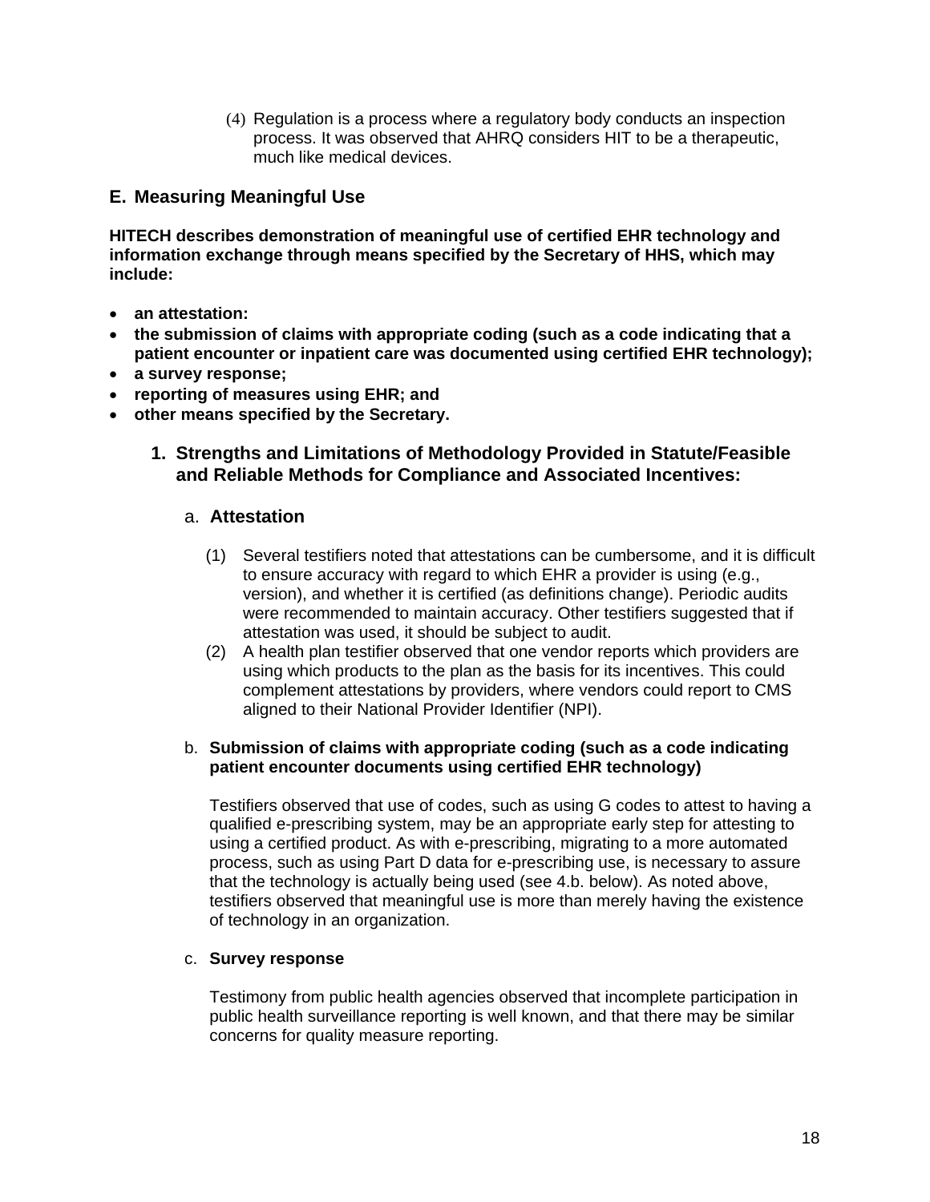(4) Regulation is a process where a regulatory body conducts an inspection process. It was observed that AHRQ considers HIT to be a therapeutic, much like medical devices.

## E. Measuring Meaningful Use

**HITECH describes demonstration of meaningful use of certified EHR technology and information exchange through means specified by the Secretary of HHS, which may include:**

- **an attestation:**
- **the submission of claims with appropriate coding (such as a code indicating that a patient encounter or inpatient care was documented using certified EHR technology);**
- **a survey response;**
- **reporting of measures using EHR; and**
- **other means specified by the Secretary.**

### 1. Strengths and Limitations of Methodology Provided in Statute/Feasible and Reliable Methods for Compliance and Associated Incentives:

#### a. Attestation

(1) Several testifiers noted that attestations can be cumbersome, and it is difficult to ensure accuracy with regard to which EHR a provider is using (e.g., version), and whether it is certified (as definitions change). Periodic audits were recommended to maintain accuracy. Other testifiers suggested that if attestation was used, it should be subject to audit.

(2) A health plan testifier observed that one vendor reports which providers are using which products to the plan as the basis for its incentives. This could complement attestations by providers, where vendors could report to CMS aligned to their National Provider Identifier (NPI).

#### b. Submission of claims with appropriate coding (such as a code indicating patient encounter documents using certified EHR technology)

Testifiers observed that use of codes, such as using G codes to attest to having a qualified e-prescribing system, may be an appropriate early step for attesting to using a certified product. As with e-prescribing, migrating to a more automated process, such as using Part D data for e-prescribing use, is necessary to assure that the technology is actually being used (see 4.b. below). As noted above, testifiers observed that meaningful use is more than merely having the existence of technology in an organization.

#### c. Survey response

Testimony from public health agencies observed that incomplete participation in public health surveillance reporting is well known, and that there may be similar concerns for quality measure reporting.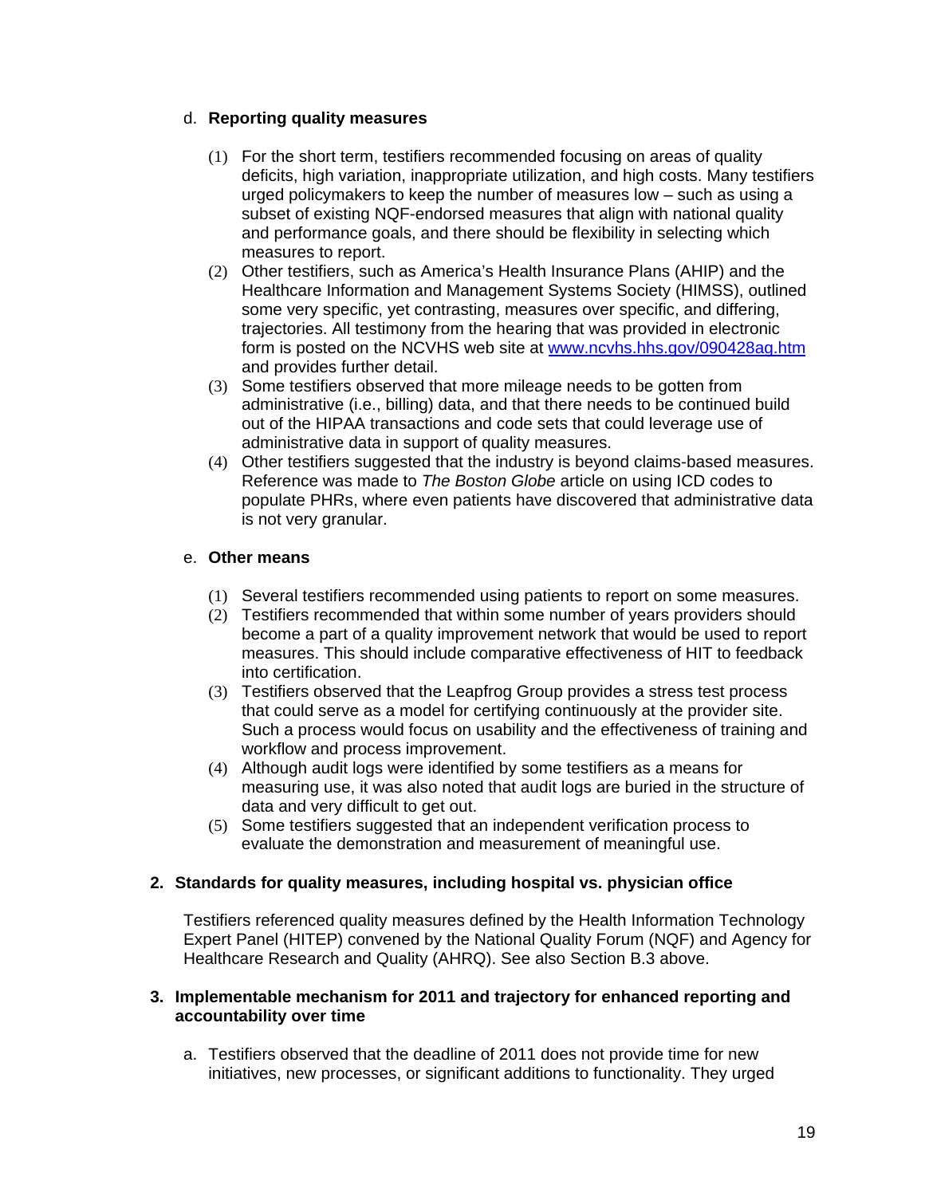d. **Reporting quality measures**

(1) For the short term, testifiers recommended focusing on areas of quality deficits, high variation, inappropriate utilization, and high costs. Many testifiers urged policymakers to keep the number of measures low – such as using a subset of existing NQF-endorsed measures that align with national quality and performance goals, and there should be flexibility in selecting which measures to report.

(2) Other testifiers, such as America's Health Insurance Plans (AHIP) and the Healthcare Information and Management Systems Society (HIMSS), outlined some very specific, yet contrasting, measures over specific, and differing, trajectories. All testimony from the hearing that was provided in electronic form is posted on the NCVHS web site at [www.ncvhs.hhs.gov/090428ag.htm](www.ncvhs.hhs.gov/090428ag.htm) and provides further detail.

(3) Some testifiers observed that more mileage needs to be gotten from administrative (i.e., billing) data, and that there needs to be continued build out of the HIPAA transactions and code sets that could leverage use of administrative data in support of quality measures.

(4) Other testifiers suggested that the industry is beyond claims-based measures. Reference was made to *The Boston Globe* article on using ICD codes to populate PHRs, where even patients have discovered that administrative data is not very granular.

e. **Other means**

(1) Several testifiers recommended using patients to report on some measures.

(2) Testifiers recommended that within some number of years providers should become a part of a quality improvement network that would be used to report measures. This should include comparative effectiveness of HIT to feedback into certification.

(3) Testifiers observed that the Leapfrog Group provides a stress test process that could serve as a model for certifying continuously at the provider site. Such a process would focus on usability and the effectiveness of training and workflow and process improvement.

(4) Although audit logs were identified by some testifiers as a means for measuring use, it was also noted that audit logs are buried in the structure of data and very difficult to get out.

(5) Some testifiers suggested that an independent verification process to evaluate the demonstration and measurement of meaningful use.

**2. Standards for quality measures, including hospital vs. physician office**

Testifiers referenced quality measures defined by the Health Information Technology Expert Panel (HITEP) convened by the National Quality Forum (NQF) and Agency for Healthcare Research and Quality (AHRQ). See also Section B.3 above.

**3. Implementable mechanism for 2011 and trajectory for enhanced reporting and accountability over time**

a. Testifiers observed that the deadline of 2011 does not provide time for new initiatives, new processes, or significant additions to functionality. They urged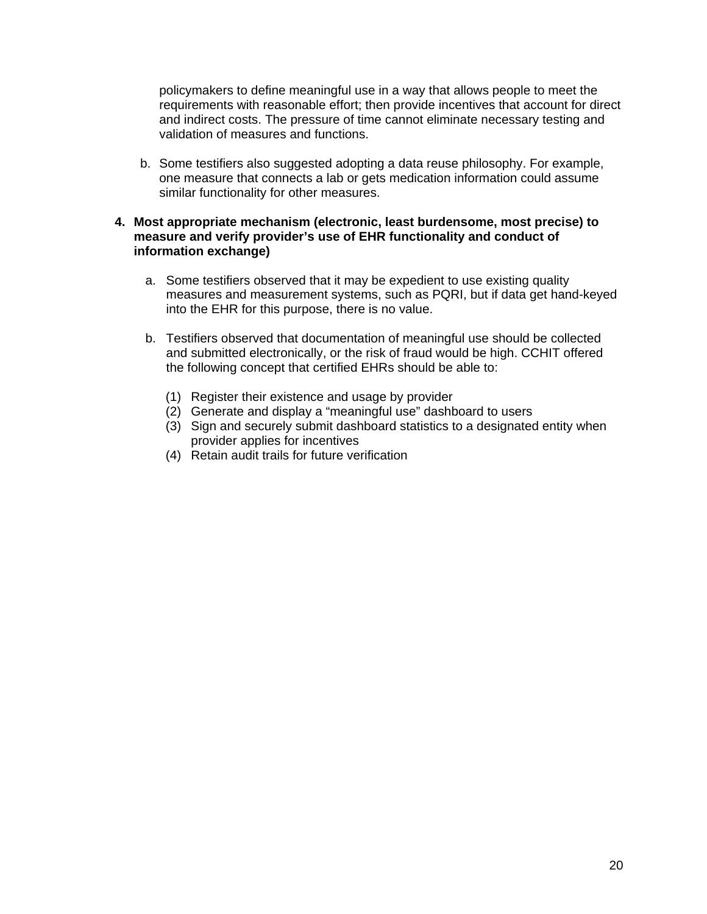policymakers to define meaningful use in a way that allows people to meet the requirements with reasonable effort; then provide incentives that account for direct and indirect costs. The pressure of time cannot eliminate necessary testing and validation of measures and functions.

b. Some testifiers also suggested adopting a data reuse philosophy. For example, one measure that connects a lab or gets medication information could assume similar functionality for other measures.

**4. Most appropriate mechanism (electronic, least burdensome, most precise) to measure and verify provider's use of EHR functionality and conduct of information exchange)**

a. Some testifiers observed that it may be expedient to use existing quality measures and measurement systems, such as PQRI, but if data get hand-keyed into the EHR for this purpose, there is no value.

b. Testifiers observed that documentation of meaningful use should be collected and submitted electronically, or the risk of fraud would be high. CCHIT offered the following concept that certified EHRs should be able to:

(1) Register their existence and usage by provider
(2) Generate and display a "meaningful use" dashboard to users
(3) Sign and securely submit dashboard statistics to a designated entity when provider applies for incentives
(4) Retain audit trails for future verification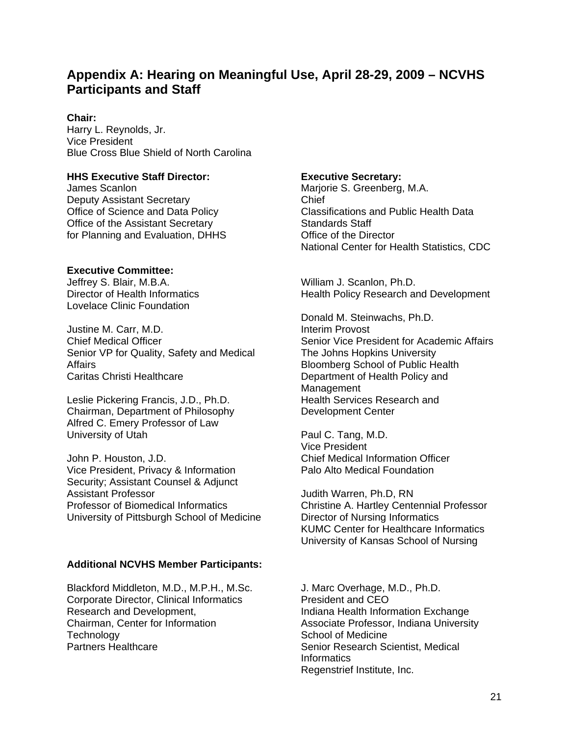## Appendix A: Hearing on Meaningful Use, April 28-29, 2009 – NCVHS Participants and Staff

**Chair:**
Harry L. Reynolds, Jr.
Vice President
Blue Cross Blue Shield of North Carolina

**HHS Executive Staff Director:**
James Scanlon
Deputy Assistant Secretary
Office of Science and Data Policy
Office of the Assistant Secretary
for Planning and Evaluation, DHHS

**Executive Secretary:**
Marjorie S. Greenberg, M.A.
Chief
Classifications and Public Health Data
Standards Staff
Office of the Director
National Center for Health Statistics, CDC

**Executive Committee:**

Jeffrey S. Blair, M.B.A.
Director of Health Informatics
Lovelace Clinic Foundation

Justine M. Carr, M.D.
Chief Medical Officer
Senior VP for Quality, Safety and Medical Affairs
Caritas Christi Healthcare

Leslie Pickering Francis, J.D., Ph.D.
Chairman, Department of Philosophy
Alfred C. Emery Professor of Law
University of Utah

John P. Houston, J.D.
Vice President, Privacy & Information Security; Assistant Counsel & Adjunct Assistant Professor
Professor of Biomedical Informatics
University of Pittsburgh School of Medicine

William J. Scanlon, Ph.D.
Health Policy Research and Development

Donald M. Steinwachs, Ph.D.
Interim Provost
Senior Vice President for Academic Affairs
The Johns Hopkins University
Bloomberg School of Public Health
Department of Health Policy and Management
Health Services Research and Development Center

Paul C. Tang, M.D.
Vice President
Chief Medical Information Officer
Palo Alto Medical Foundation

Judith Warren, Ph.D, RN
Christine A. Hartley Centennial Professor
Director of Nursing Informatics
KUMC Center for Healthcare Informatics
University of Kansas School of Nursing

**Additional NCVHS Member Participants:**

Blackford Middleton, M.D., M.P.H., M.Sc.
Corporate Director, Clinical Informatics Research and Development,
Chairman, Center for Information Technology
Partners Healthcare

J. Marc Overhage, M.D., Ph.D.
President and CEO
Indiana Health Information Exchange
Associate Professor, Indiana University School of Medicine
Senior Research Scientist, Medical Informatics
Regenstrief Institute, Inc.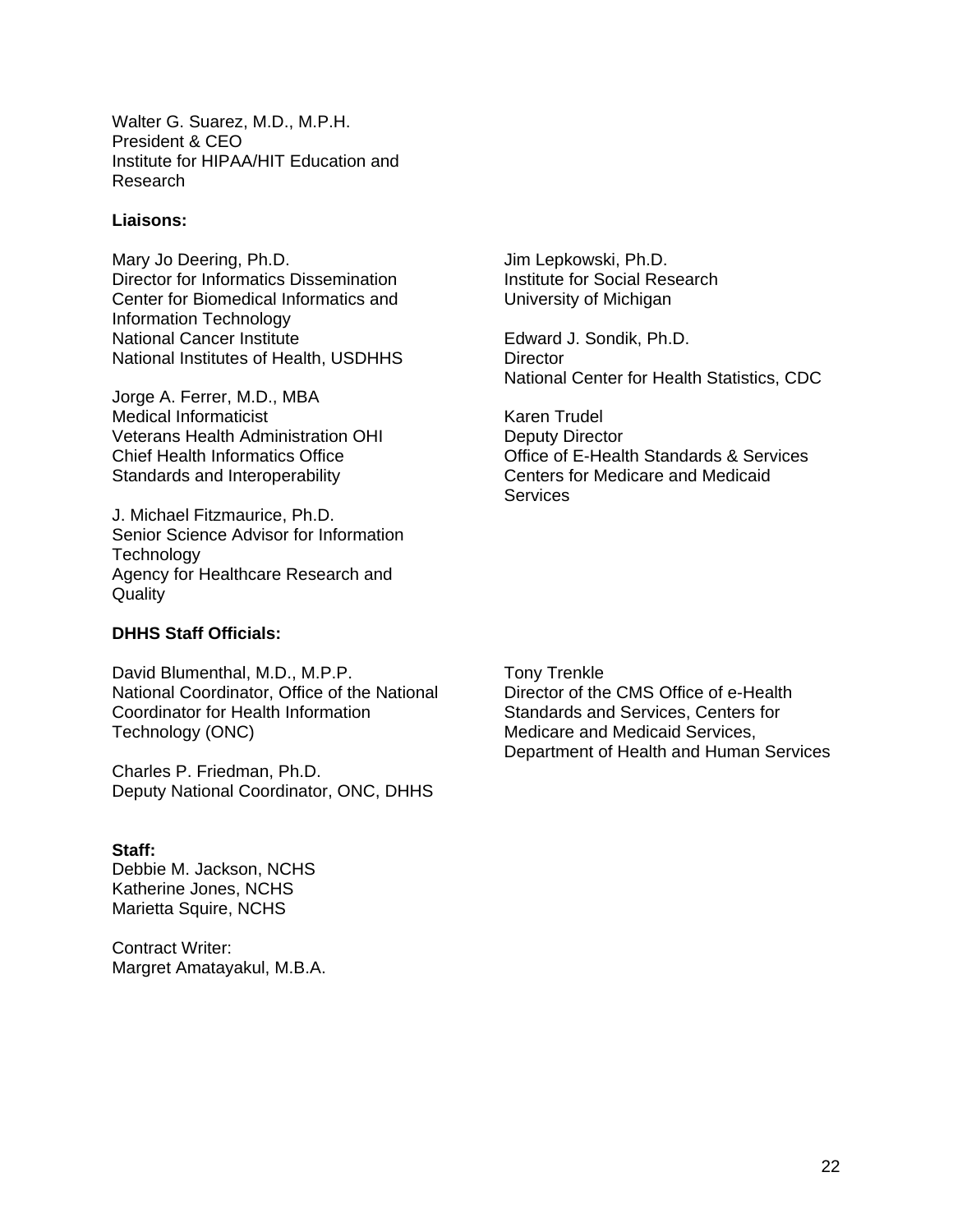Walter G. Suarez, M.D., M.P.H.
President & CEO
Institute for HIPAA/HIT Education and Research

**Liaisons:**

Mary Jo Deering, Ph.D.
Director for Informatics Dissemination
Center for Biomedical Informatics and Information Technology
National Cancer Institute
National Institutes of Health, USDHHS

Jorge A. Ferrer, M.D., MBA
Medical Informaticist
Veterans Health Administration OHI
Chief Health Informatics Office
Standards and Interoperability

J. Michael Fitzmaurice, Ph.D.
Senior Science Advisor for Information Technology
Agency for Healthcare Research and Quality

Jim Lepkowski, Ph.D.
Institute for Social Research
University of Michigan

Edward J. Sondik, Ph.D.
Director
National Center for Health Statistics, CDC

Karen Trudel
Deputy Director
Office of E-Health Standards & Services
Centers for Medicare and Medicaid Services

**DHHS Staff Officials:**

David Blumenthal, M.D., M.P.P.
National Coordinator, Office of the National Coordinator for Health Information Technology (ONC)

Charles P. Friedman, Ph.D.
Deputy National Coordinator, ONC, DHHS

Tony Trenkle
Director of the CMS Office of e-Health Standards and Services, Centers for Medicare and Medicaid Services, Department of Health and Human Services

**Staff:**
Debbie M. Jackson, NCHS
Katherine Jones, NCHS
Marietta Squire, NCHS

Contract Writer:
Margret Amatayakul, M.B.A.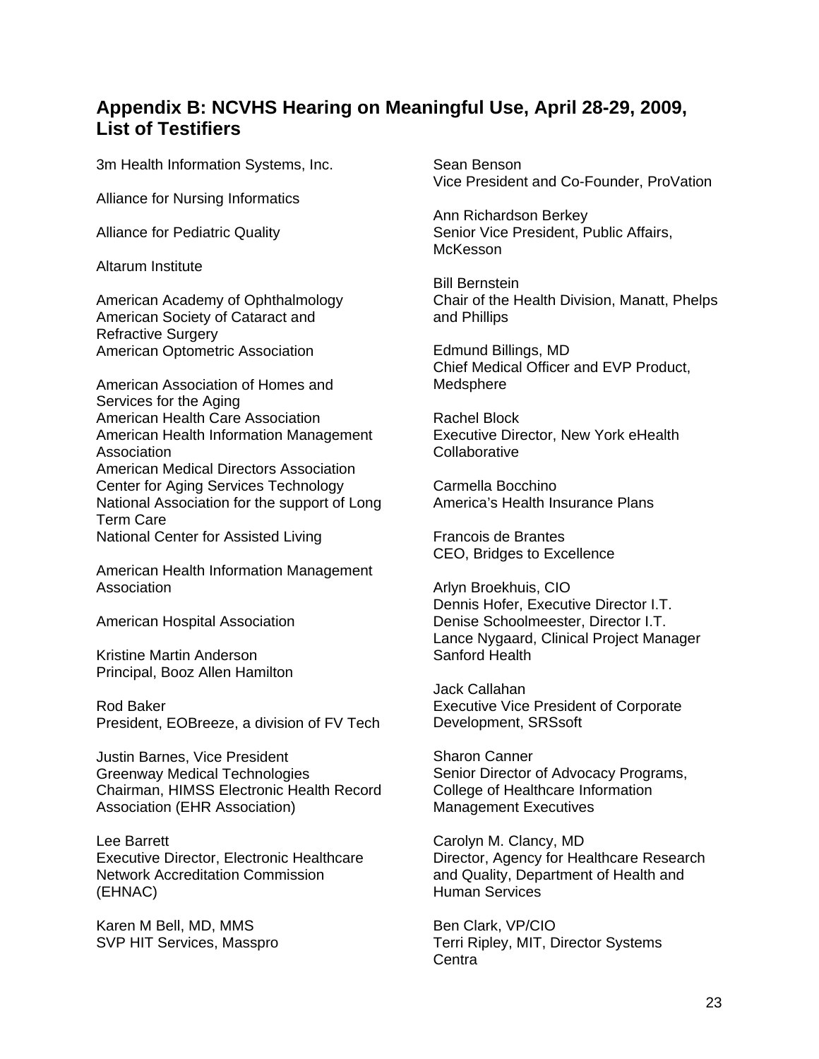## Appendix B: NCVHS Hearing on Meaningful Use, April 28-29, 2009, List of Testifiers

3m Health Information Systems, Inc.

Alliance for Nursing Informatics

Alliance for Pediatric Quality

Altarum Institute

American Academy of Ophthalmology
American Society of Cataract and Refractive Surgery
American Optometric Association

American Association of Homes and Services for the Aging
American Health Care Association
American Health Information Management Association
American Medical Directors Association
Center for Aging Services Technology
National Association for the support of Long Term Care
National Center for Assisted Living

American Health Information Management Association

American Hospital Association

Kristine Martin Anderson
Principal, Booz Allen Hamilton

Rod Baker
President, EOBreeze, a division of FV Tech

Justin Barnes, Vice President
Greenway Medical Technologies
Chairman, HIMSS Electronic Health Record Association (EHR Association)

Lee Barrett
Executive Director, Electronic Healthcare Network Accreditation Commission (EHNAC)

Karen M Bell, MD, MMS
SVP HIT Services, Masspro

Sean Benson
Vice President and Co-Founder, ProVation

Ann Richardson Berkey
Senior Vice President, Public Affairs, McKesson

Bill Bernstein
Chair of the Health Division, Manatt, Phelps and Phillips

Edmund Billings, MD
Chief Medical Officer and EVP Product, Medsphere

Rachel Block
Executive Director, New York eHealth Collaborative

Carmella Bocchino
America's Health Insurance Plans

Francois de Brantes
CEO, Bridges to Excellence

Arlyn Broekhuis, CIO
Dennis Hofer, Executive Director I.T.
Denise Schoolmeester, Director I.T.
Lance Nygaard, Clinical Project Manager
Sanford Health

Jack Callahan
Executive Vice President of Corporate Development, SRSsoft

Sharon Canner
Senior Director of Advocacy Programs, College of Healthcare Information Management Executives

Carolyn M. Clancy, MD
Director, Agency for Healthcare Research and Quality, Department of Health and Human Services

Ben Clark, VP/CIO
Terri Ripley, MIT, Director Systems
Centra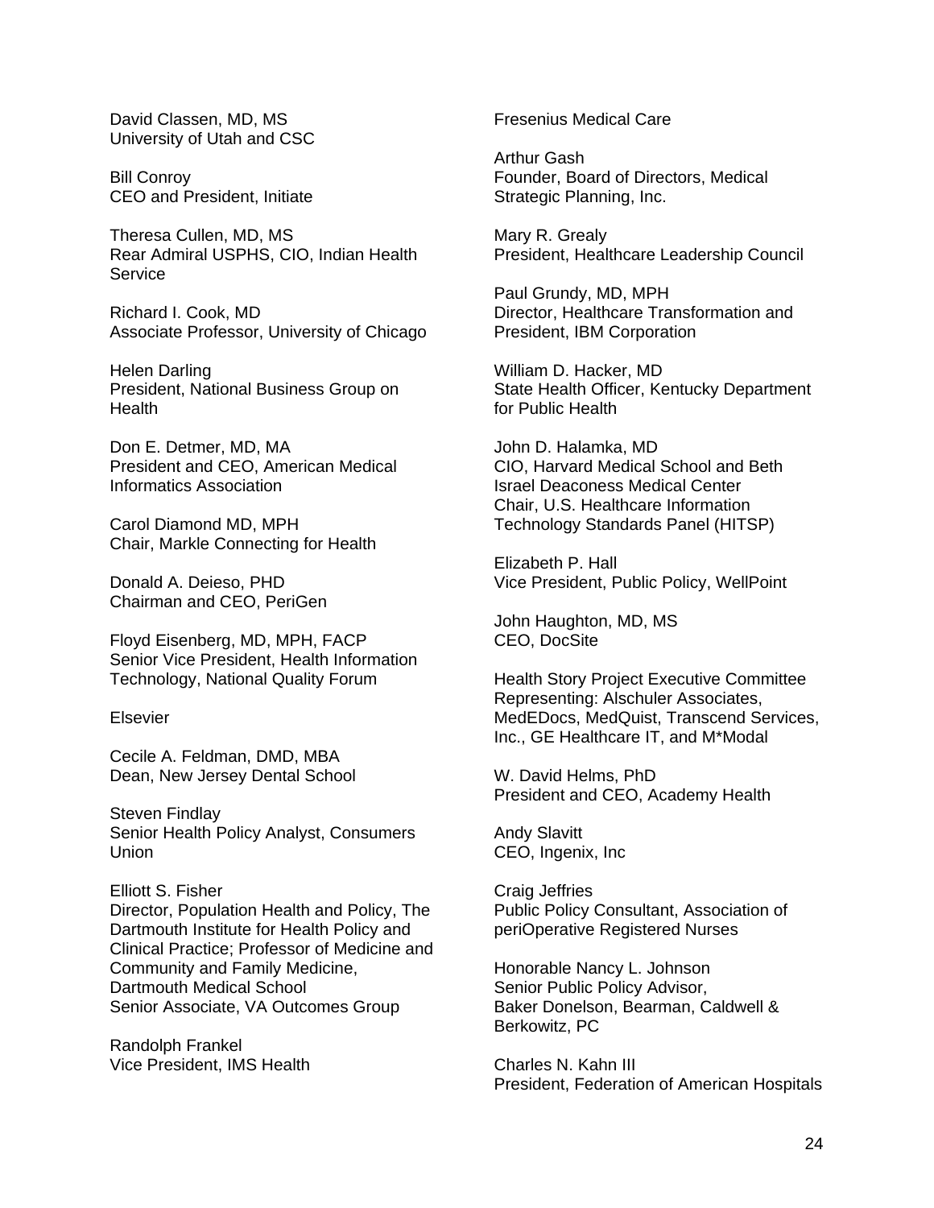David Classen, MD, MS
University of Utah and CSC

Bill Conroy
CEO and President, Initiate

Theresa Cullen, MD, MS
Rear Admiral USPHS, CIO, Indian Health Service

Richard I. Cook, MD
Associate Professor, University of Chicago

Helen Darling
President, National Business Group on Health

Don E. Detmer, MD, MA
President and CEO, American Medical Informatics Association

Carol Diamond MD, MPH
Chair, Markle Connecting for Health

Donald A. Deieso, PHD
Chairman and CEO, PeriGen

Floyd Eisenberg, MD, MPH, FACP
Senior Vice President, Health Information Technology, National Quality Forum

Elsevier

Cecile A. Feldman, DMD, MBA
Dean, New Jersey Dental School

Steven Findlay
Senior Health Policy Analyst, Consumers Union

Elliott S. Fisher
Director, Population Health and Policy, The Dartmouth Institute for Health Policy and Clinical Practice; Professor of Medicine and Community and Family Medicine, Dartmouth Medical School
Senior Associate, VA Outcomes Group

Randolph Frankel
Vice President, IMS Health

Fresenius Medical Care

Arthur Gash
Founder, Board of Directors, Medical Strategic Planning, Inc.

Mary R. Grealy
President, Healthcare Leadership Council

Paul Grundy, MD, MPH
Director, Healthcare Transformation and President, IBM Corporation

William D. Hacker, MD
State Health Officer, Kentucky Department for Public Health

John D. Halamka, MD
CIO, Harvard Medical School and Beth Israel Deaconess Medical Center
Chair, U.S. Healthcare Information Technology Standards Panel (HITSP)

Elizabeth P. Hall
Vice President, Public Policy, WellPoint

John Haughton, MD, MS
CEO, DocSite

Health Story Project Executive Committee
Representing: Alschuler Associates, MedEDocs, MedQuist, Transcend Services, Inc., GE Healthcare IT, and M*Modal

W. David Helms, PhD
President and CEO, Academy Health

Andy Slavitt
CEO, Ingenix, Inc

Craig Jeffries
Public Policy Consultant, Association of periOperative Registered Nurses

Honorable Nancy L. Johnson
Senior Public Policy Advisor,
Baker Donelson, Bearman, Caldwell & Berkowitz, PC

Charles N. Kahn III
President, Federation of American Hospitals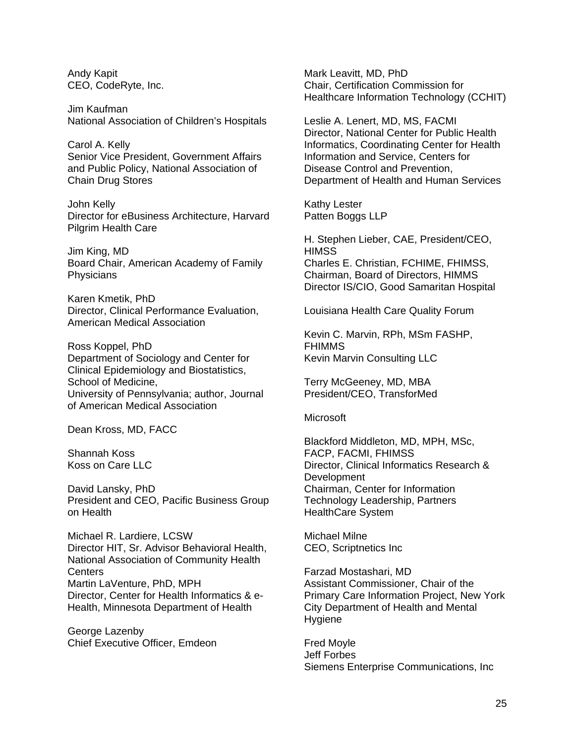Andy Kapit
CEO, CodeRyte, Inc.

Jim Kaufman
National Association of Children's Hospitals

Carol A. Kelly
Senior Vice President, Government Affairs and Public Policy, National Association of Chain Drug Stores

John Kelly
Director for eBusiness Architecture, Harvard Pilgrim Health Care

Jim King, MD
Board Chair, American Academy of Family Physicians

Karen Kmetik, PhD
Director, Clinical Performance Evaluation, American Medical Association

Ross Koppel, PhD
Department of Sociology and Center for Clinical Epidemiology and Biostatistics, School of Medicine,
University of Pennsylvania; author, Journal of American Medical Association

Dean Kross, MD, FACC

Shannah Koss
Koss on Care LLC

David Lansky, PhD
President and CEO, Pacific Business Group on Health

Michael R. Lardiere, LCSW
Director HIT, Sr. Advisor Behavioral Health, National Association of Community Health Centers
Martin LaVenture, PhD, MPH
Director, Center for Health Informatics & e-Health, Minnesota Department of Health

George Lazenby
Chief Executive Officer, Emdeon

Mark Leavitt, MD, PhD
Chair, Certification Commission for Healthcare Information Technology (CCHIT)

Leslie A. Lenert, MD, MS, FACMI
Director, National Center for Public Health Informatics, Coordinating Center for Health Information and Service, Centers for Disease Control and Prevention, Department of Health and Human Services

Kathy Lester
Patten Boggs LLP

H. Stephen Lieber, CAE, President/CEO, HIMSS
Charles E. Christian, FCHIME, FHIMSS, Chairman, Board of Directors, HIMMS
Director IS/CIO, Good Samaritan Hospital

Louisiana Health Care Quality Forum

Kevin C. Marvin, RPh, MSm FASHP, FHIMMS
Kevin Marvin Consulting LLC

Terry McGeeney, MD, MBA
President/CEO, TransforMed

Microsoft

Blackford Middleton, MD, MPH, MSc, FACP, FACMI, FHIMSS
Director, Clinical Informatics Research & Development
Chairman, Center for Information Technology Leadership, Partners HealthCare System

Michael Milne
CEO, Scriptnetics Inc

Farzad Mostashari, MD
Assistant Commissioner, Chair of the Primary Care Information Project, New York City Department of Health and Mental Hygiene

Fred Moyle
Jeff Forbes
Siemens Enterprise Communications, Inc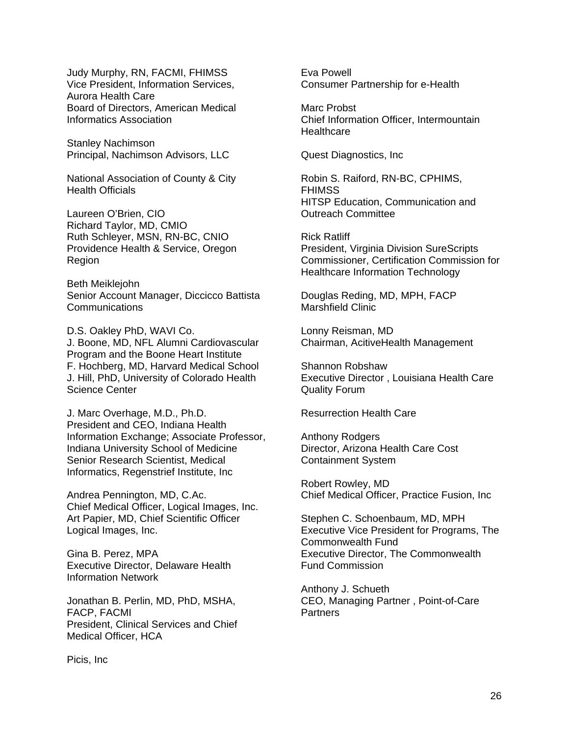Judy Murphy, RN, FACMI, FHIMSS
Vice President, Information Services, Aurora Health Care
Board of Directors, American Medical Informatics Association

Stanley Nachimson
Principal, Nachimson Advisors, LLC

National Association of County & City Health Officials

Laureen O'Brien, CIO
Richard Taylor, MD, CMIO
Ruth Schleyer, MSN, RN-BC, CNIO
Providence Health & Service, Oregon Region

Beth Meiklejohn
Senior Account Manager, Diccicco Battista Communications

D.S. Oakley PhD, WAVI Co.
J. Boone, MD, NFL Alumni Cardiovascular Program and the Boone Heart Institute
F. Hochberg, MD, Harvard Medical School
J. Hill, PhD, University of Colorado Health Science Center

J. Marc Overhage, M.D., Ph.D.
President and CEO, Indiana Health Information Exchange; Associate Professor, Indiana University School of Medicine
Senior Research Scientist, Medical Informatics, Regenstrief Institute, Inc

Andrea Pennington, MD, C.Ac.
Chief Medical Officer, Logical Images, Inc.
Art Papier, MD, Chief Scientific Officer Logical Images, Inc.

Gina B. Perez, MPA
Executive Director, Delaware Health Information Network

Jonathan B. Perlin, MD, PhD, MSHA, FACP, FACMI
President, Clinical Services and Chief Medical Officer, HCA

Picis, Inc

Eva Powell
Consumer Partnership for e-Health

Marc Probst
Chief Information Officer, Intermountain Healthcare

Quest Diagnostics, Inc

Robin S. Raiford, RN-BC, CPHIMS, FHIMSS
HITSP Education, Communication and Outreach Committee

Rick Ratliff
President, Virginia Division SureScripts
Commissioner, Certification Commission for Healthcare Information Technology

Douglas Reding, MD, MPH, FACP
Marshfield Clinic

Lonny Reisman, MD
Chairman, AcitiveHealth Management

Shannon Robshaw
Executive Director , Louisiana Health Care Quality Forum

Resurrection Health Care

Anthony Rodgers
Director, Arizona Health Care Cost Containment System

Robert Rowley, MD
Chief Medical Officer, Practice Fusion, Inc

Stephen C. Schoenbaum, MD, MPH
Executive Vice President for Programs, The Commonwealth Fund
Executive Director, The Commonwealth Fund Commission

Anthony J. Schueth
CEO, Managing Partner , Point-of-Care Partners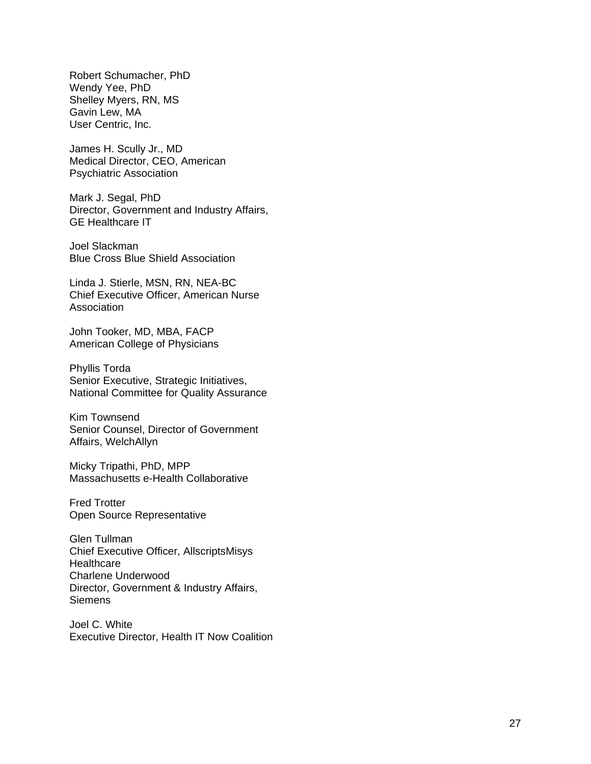Robert Schumacher, PhD
Wendy Yee, PhD
Shelley Myers, RN, MS
Gavin Lew, MA
User Centric, Inc.

James H. Scully Jr., MD
Medical Director, CEO, American Psychiatric Association

Mark J. Segal, PhD
Director, Government and Industry Affairs, GE Healthcare IT

Joel Slackman
Blue Cross Blue Shield Association

Linda J. Stierle, MSN, RN, NEA-BC
Chief Executive Officer, American Nurse Association

John Tooker, MD, MBA, FACP
American College of Physicians

Phyllis Torda
Senior Executive, Strategic Initiatives, National Committee for Quality Assurance

Kim Townsend
Senior Counsel, Director of Government Affairs, WelchAllyn

Micky Tripathi, PhD, MPP
Massachusetts e-Health Collaborative

Fred Trotter
Open Source Representative

Glen Tullman
Chief Executive Officer, AllscriptsMisys Healthcare
Charlene Underwood
Director, Government & Industry Affairs, Siemens

Joel C. White
Executive Director, Health IT Now Coalition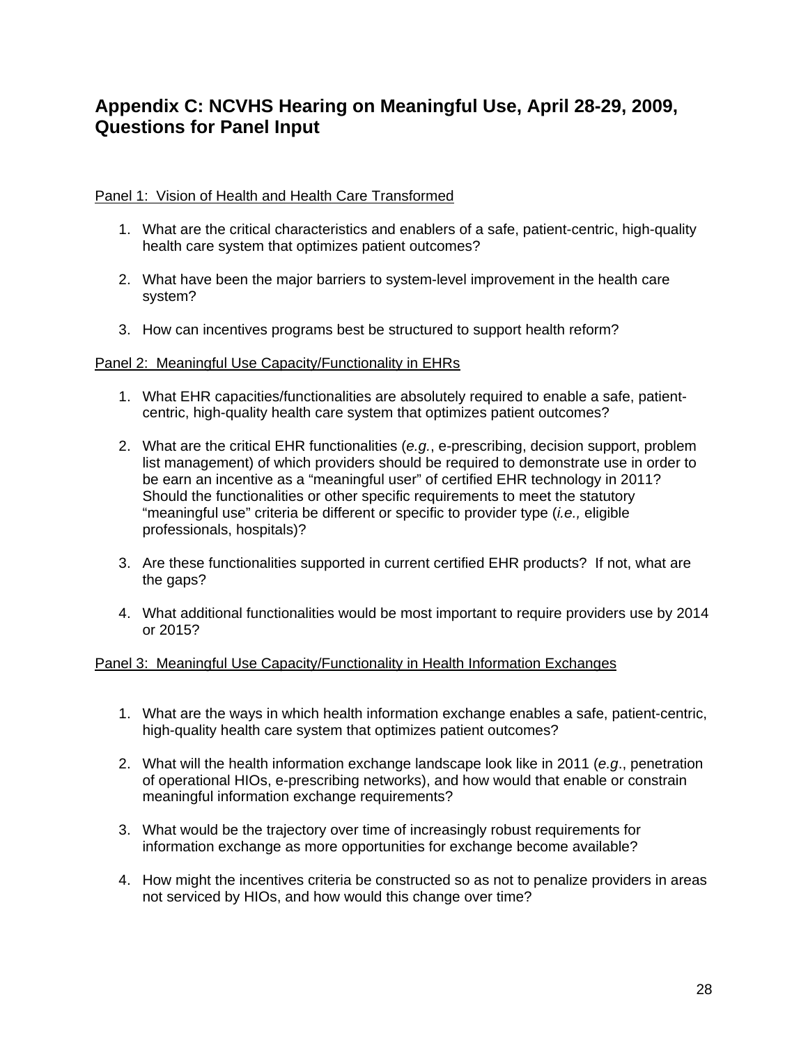## Appendix C: NCVHS Hearing on Meaningful Use, April 28-29, 2009, Questions for Panel Input

<u>Panel 1: Vision of Health and Health Care Transformed</u>

1. What are the critical characteristics and enablers of a safe, patient-centric, high-quality health care system that optimizes patient outcomes?

2. What have been the major barriers to system-level improvement in the health care system?

3. How can incentives programs best be structured to support health reform?

<u>Panel 2: Meaningful Use Capacity/Functionality in EHRs</u>

1. What EHR capacities/functionalities are absolutely required to enable a safe, patient-centric, high-quality health care system that optimizes patient outcomes?

2. What are the critical EHR functionalities (*e.g.*, e-prescribing, decision support, problem list management) of which providers should be required to demonstrate use in order to be earn an incentive as a "meaningful user" of certified EHR technology in 2011? Should the functionalities or other specific requirements to meet the statutory "meaningful use" criteria be different or specific to provider type (*i.e.,* eligible professionals, hospitals)?

3. Are these functionalities supported in current certified EHR products? If not, what are the gaps?

4. What additional functionalities would be most important to require providers use by 2014 or 2015?

<u>Panel 3: Meaningful Use Capacity/Functionality in Health Information Exchanges</u>

1. What are the ways in which health information exchange enables a safe, patient-centric, high-quality health care system that optimizes patient outcomes?

2. What will the health information exchange landscape look like in 2011 (*e.g*., penetration of operational HIOs, e-prescribing networks), and how would that enable or constrain meaningful information exchange requirements?

3. What would be the trajectory over time of increasingly robust requirements for information exchange as more opportunities for exchange become available?

4. How might the incentives criteria be constructed so as not to penalize providers in areas not serviced by HIOs, and how would this change over time?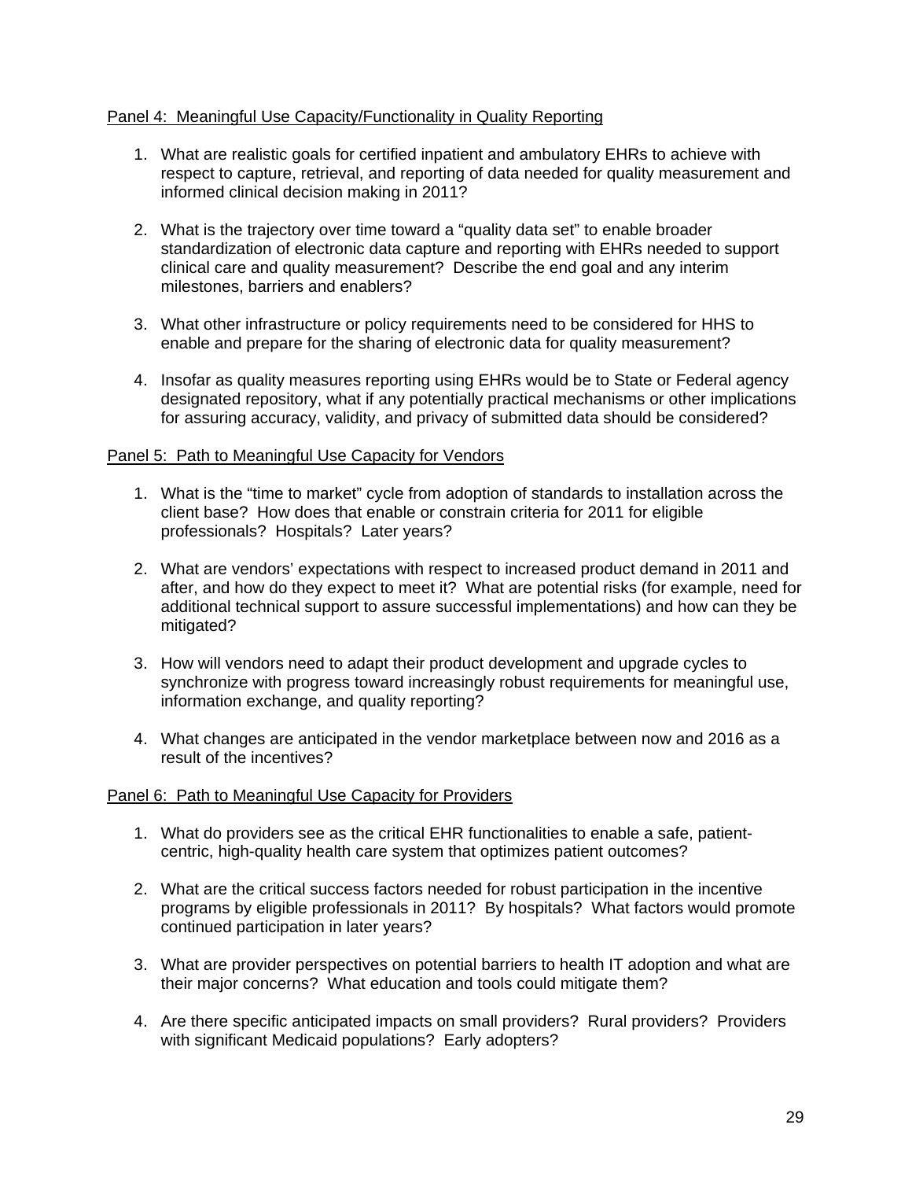Panel 4: Meaningful Use Capacity/Functionality in Quality Reporting

1. What are realistic goals for certified inpatient and ambulatory EHRs to achieve with respect to capture, retrieval, and reporting of data needed for quality measurement and informed clinical decision making in 2011?

2. What is the trajectory over time toward a “quality data set” to enable broader standardization of electronic data capture and reporting with EHRs needed to support clinical care and quality measurement? Describe the end goal and any interim milestones, barriers and enablers?

3. What other infrastructure or policy requirements need to be considered for HHS to enable and prepare for the sharing of electronic data for quality measurement?

4. Insofar as quality measures reporting using EHRs would be to State or Federal agency designated repository, what if any potentially practical mechanisms or other implications for assuring accuracy, validity, and privacy of submitted data should be considered?

Panel 5: Path to Meaningful Use Capacity for Vendors

1. What is the “time to market” cycle from adoption of standards to installation across the client base? How does that enable or constrain criteria for 2011 for eligible professionals? Hospitals? Later years?

2. What are vendors’ expectations with respect to increased product demand in 2011 and after, and how do they expect to meet it? What are potential risks (for example, need for additional technical support to assure successful implementations) and how can they be mitigated?

3. How will vendors need to adapt their product development and upgrade cycles to synchronize with progress toward increasingly robust requirements for meaningful use, information exchange, and quality reporting?

4. What changes are anticipated in the vendor marketplace between now and 2016 as a result of the incentives?

Panel 6: Path to Meaningful Use Capacity for Providers

1. What do providers see as the critical EHR functionalities to enable a safe, patient-centric, high-quality health care system that optimizes patient outcomes?

2. What are the critical success factors needed for robust participation in the incentive programs by eligible professionals in 2011? By hospitals? What factors would promote continued participation in later years?

3. What are provider perspectives on potential barriers to health IT adoption and what are their major concerns? What education and tools could mitigate them?

4. Are there specific anticipated impacts on small providers? Rural providers? Providers with significant Medicaid populations? Early adopters?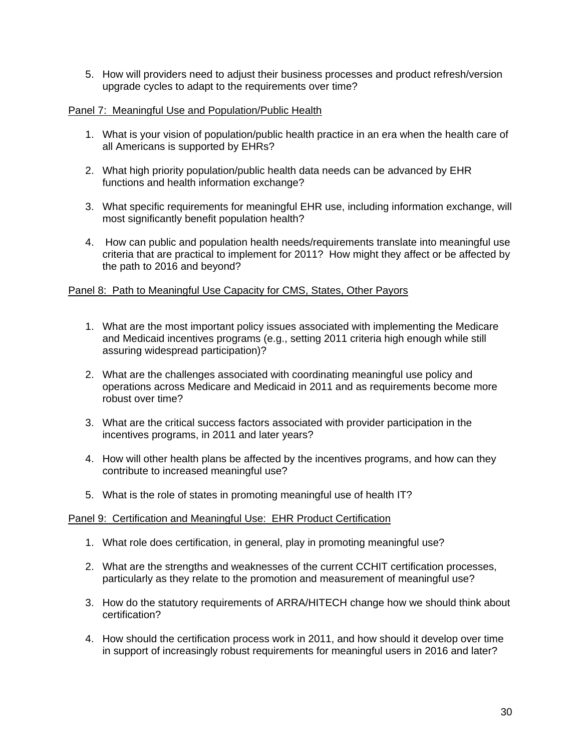5. How will providers need to adjust their business processes and product refresh/version upgrade cycles to adapt to the requirements over time?

<u>Panel 7: Meaningful Use and Population/Public Health</u>

1. What is your vision of population/public health practice in an era when the health care of all Americans is supported by EHRs?

2. What high priority population/public health data needs can be advanced by EHR functions and health information exchange?

3. What specific requirements for meaningful EHR use, including information exchange, will most significantly benefit population health?

4. How can public and population health needs/requirements translate into meaningful use criteria that are practical to implement for 2011? How might they affect or be affected by the path to 2016 and beyond?

<u>Panel 8: Path to Meaningful Use Capacity for CMS, States, Other Payors</u>

1. What are the most important policy issues associated with implementing the Medicare and Medicaid incentives programs (e.g., setting 2011 criteria high enough while still assuring widespread participation)?

2. What are the challenges associated with coordinating meaningful use policy and operations across Medicare and Medicaid in 2011 and as requirements become more robust over time?

3. What are the critical success factors associated with provider participation in the incentives programs, in 2011 and later years?

4. How will other health plans be affected by the incentives programs, and how can they contribute to increased meaningful use?

5. What is the role of states in promoting meaningful use of health IT?

<u>Panel 9: Certification and Meaningful Use: EHR Product Certification</u>

1. What role does certification, in general, play in promoting meaningful use?

2. What are the strengths and weaknesses of the current CCHIT certification processes, particularly as they relate to the promotion and measurement of meaningful use?

3. How do the statutory requirements of ARRA/HITECH change how we should think about certification?

4. How should the certification process work in 2011, and how should it develop over time in support of increasingly robust requirements for meaningful users in 2016 and later?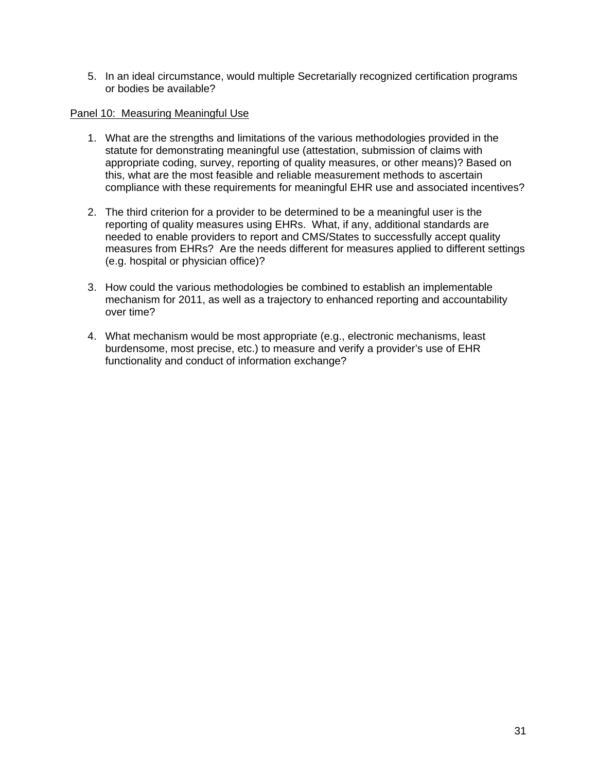5. In an ideal circumstance, would multiple Secretarially recognized certification programs or bodies be available?

<u>Panel 10: Measuring Meaningful Use</u>

1. What are the strengths and limitations of the various methodologies provided in the statute for demonstrating meaningful use (attestation, submission of claims with appropriate coding, survey, reporting of quality measures, or other means)? Based on this, what are the most feasible and reliable measurement methods to ascertain compliance with these requirements for meaningful EHR use and associated incentives?

2. The third criterion for a provider to be determined to be a meaningful user is the reporting of quality measures using EHRs. What, if any, additional standards are needed to enable providers to report and CMS/States to successfully accept quality measures from EHRs? Are the needs different for measures applied to different settings (e.g. hospital or physician office)?

3. How could the various methodologies be combined to establish an implementable mechanism for 2011, as well as a trajectory to enhanced reporting and accountability over time?

4. What mechanism would be most appropriate (e.g., electronic mechanisms, least burdensome, most precise, etc.) to measure and verify a provider's use of EHR functionality and conduct of information exchange?